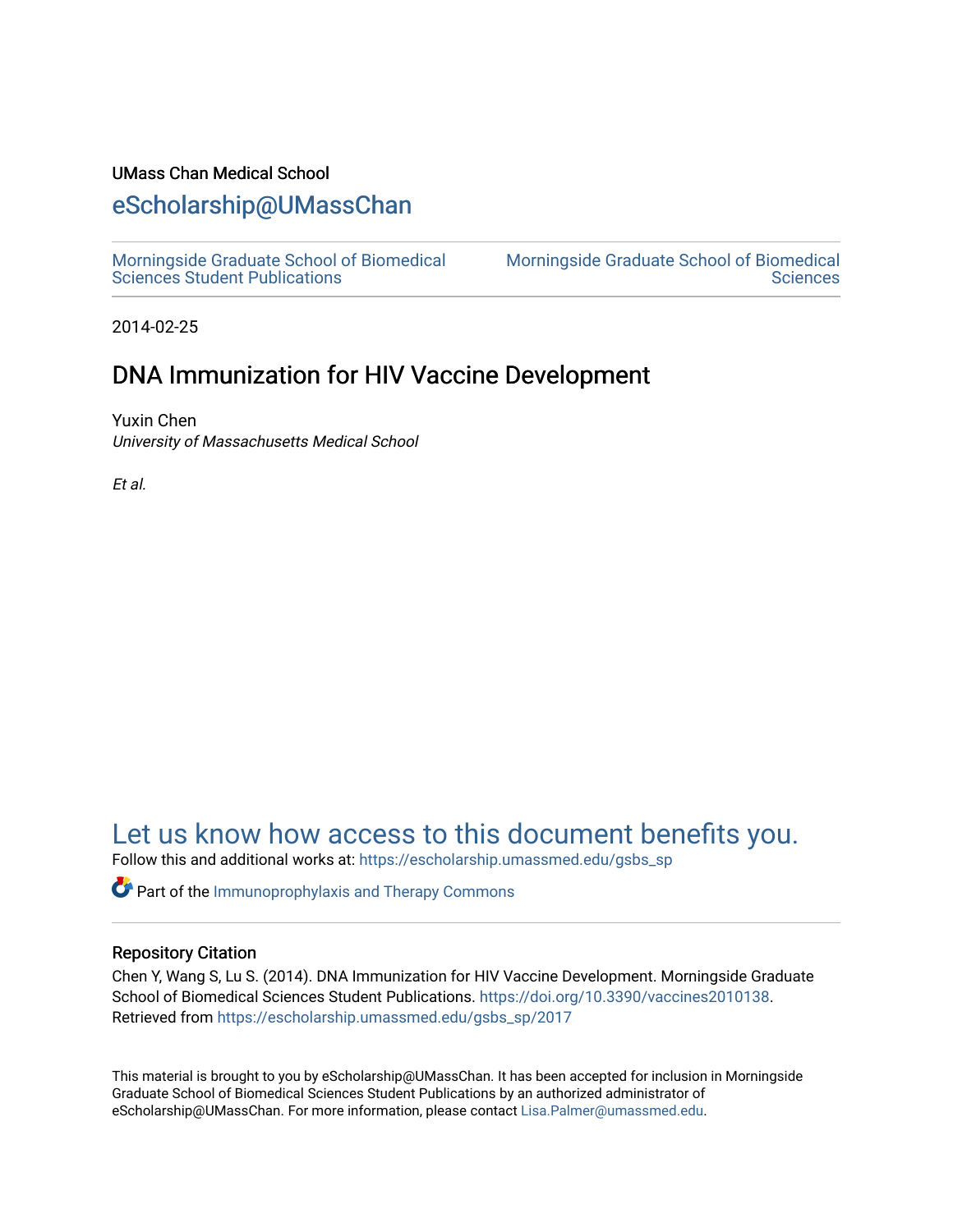UMass Chan Medical School

# eScholarship@UMassChan

Morningside Graduate School of Biomedical Sciences Student Publications | Morningside Graduate School of Biomedical Sciences

2014-02-25

## DNA Immunization for HIV Vaccine Development

Yuxin Chen
*University of Massachusetts Medical School*

*Et al.*

Let us know how access to this document benefits you.

Follow this and additional works at: https://escholarship.umassmed.edu/gsbs_sp

Part of the Immunoprophylaxis and Therapy Commons

### Repository Citation

Chen Y, Wang S, Lu S. (2014). DNA Immunization for HIV Vaccine Development. Morningside Graduate School of Biomedical Sciences Student Publications. https://doi.org/10.3390/vaccines2010138. Retrieved from https://escholarship.umassmed.edu/gsbs_sp/2017

This material is brought to you by eScholarship@UMassChan. It has been accepted for inclusion in Morningside Graduate School of Biomedical Sciences Student Publications by an authorized administrator of eScholarship@UMassChan. For more information, please contact Lisa.Palmer@umassmed.edu.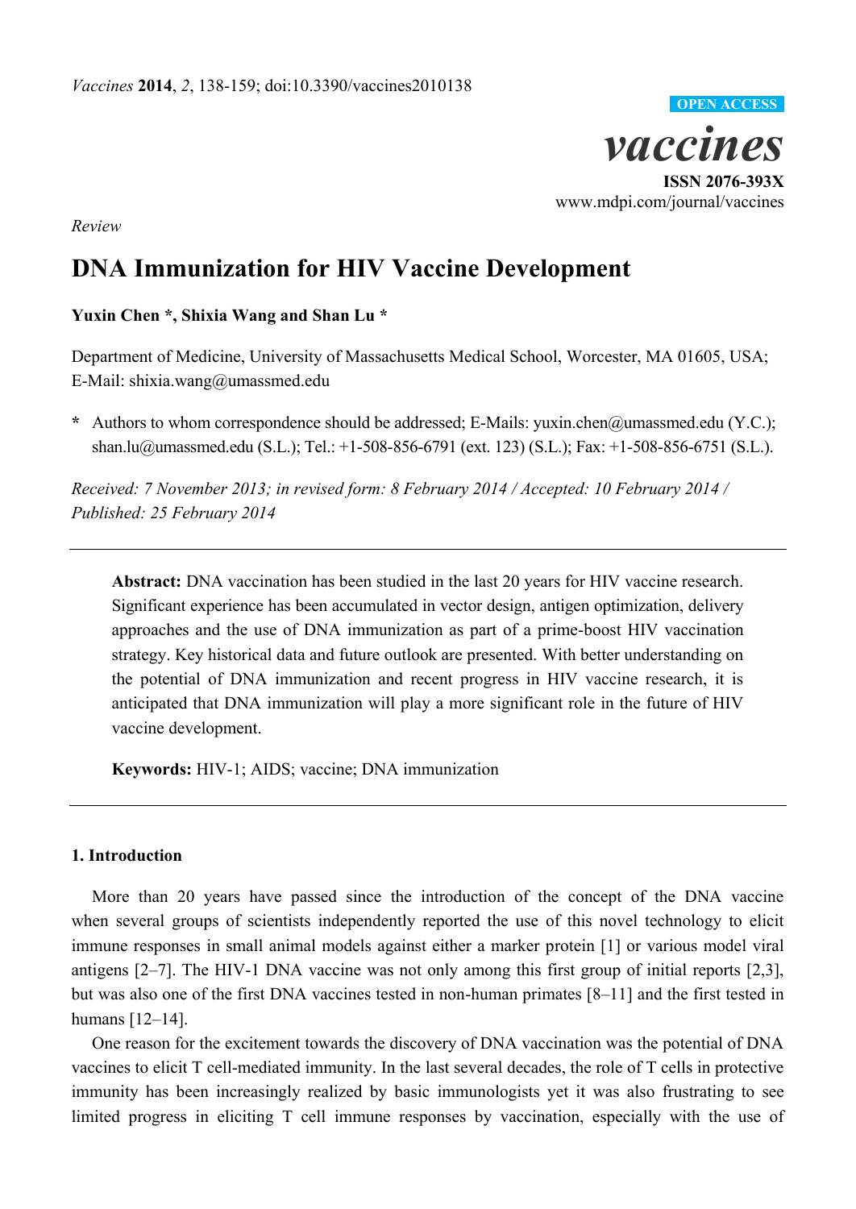Vaccines 2014, 2, 138-159; doi:10.3390/vaccines2010138

OPEN ACCESS

# vaccines

ISSN 2076-393X
www.mdpi.com/journal/vaccines

*Review*

# DNA Immunization for HIV Vaccine Development

**Yuxin Chen \*, Shixia Wang and Shan Lu \***

Department of Medicine, University of Massachusetts Medical School, Worcester, MA 01605, USA; E-Mail: shixia.wang@umassmed.edu

**\*** Authors to whom correspondence should be addressed; E-Mails: yuxin.chen@umassmed.edu (Y.C.); shan.lu@umassmed.edu (S.L.); Tel.: +1-508-856-6791 (ext. 123) (S.L.); Fax: +1-508-856-6751 (S.L.).

*Received: 7 November 2013; in revised form: 8 February 2014 / Accepted: 10 February 2014 / Published: 25 February 2014*

---

**Abstract:** DNA vaccination has been studied in the last 20 years for HIV vaccine research. Significant experience has been accumulated in vector design, antigen optimization, delivery approaches and the use of DNA immunization as part of a prime-boost HIV vaccination strategy. Key historical data and future outlook are presented. With better understanding on the potential of DNA immunization and recent progress in HIV vaccine research, it is anticipated that DNA immunization will play a more significant role in the future of HIV vaccine development.

**Keywords:** HIV-1; AIDS; vaccine; DNA immunization

---

## 1. Introduction

More than 20 years have passed since the introduction of the concept of the DNA vaccine when several groups of scientists independently reported the use of this novel technology to elicit immune responses in small animal models against either a marker protein [1] or various model viral antigens [2–7]. The HIV-1 DNA vaccine was not only among this first group of initial reports [2,3], but was also one of the first DNA vaccines tested in non-human primates [8–11] and the first tested in humans [12–14].

One reason for the excitement towards the discovery of DNA vaccination was the potential of DNA vaccines to elicit T cell-mediated immunity. In the last several decades, the role of T cells in protective immunity has been increasingly realized by basic immunologists yet it was also frustrating to see limited progress in eliciting T cell immune responses by vaccination, especially with the use of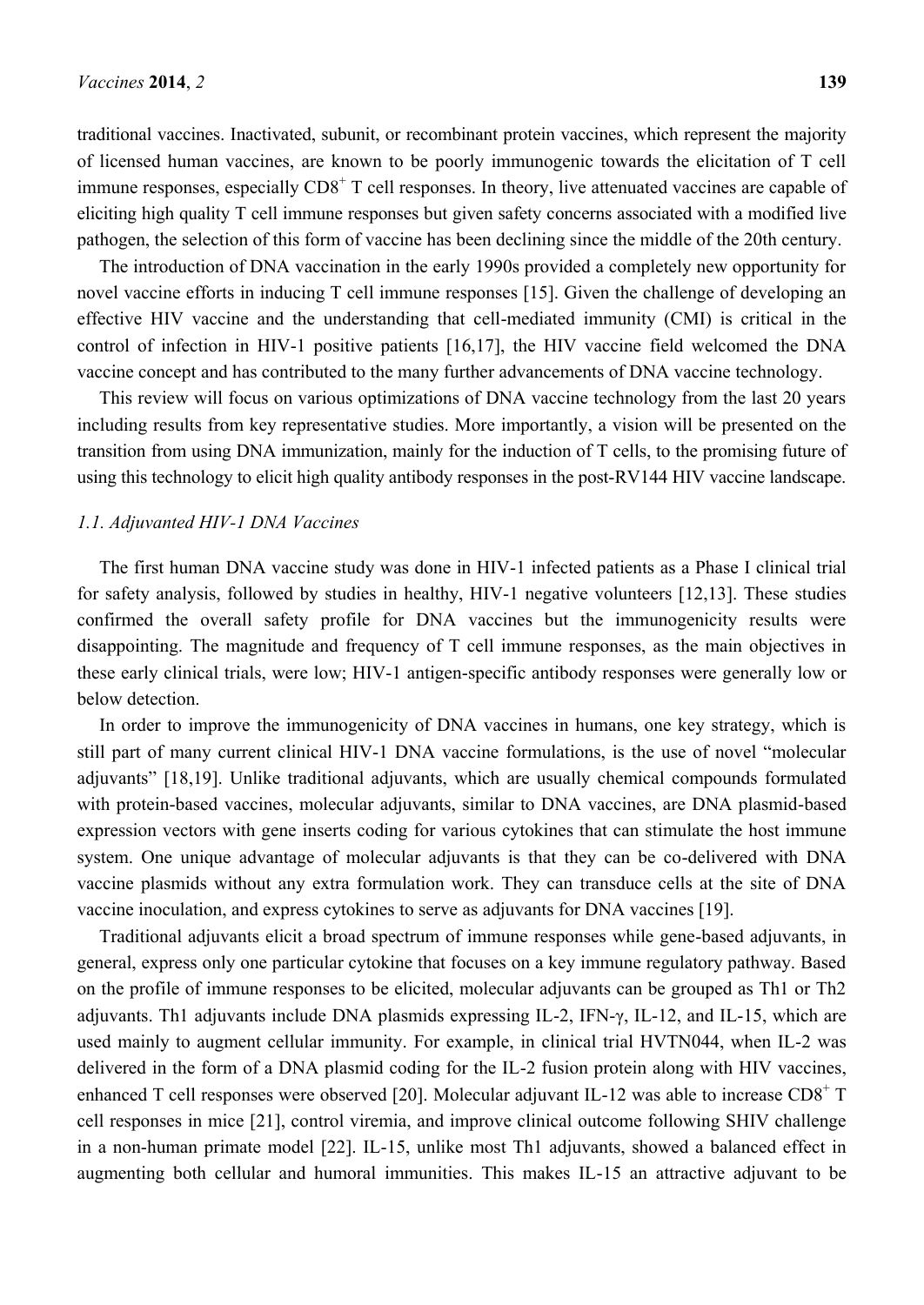traditional vaccines. Inactivated, subunit, or recombinant protein vaccines, which represent the majority of licensed human vaccines, are known to be poorly immunogenic towards the elicitation of T cell immune responses, especially $CD8^+$ T cell responses. In theory, live attenuated vaccines are capable of eliciting high quality T cell immune responses but given safety concerns associated with a modified live pathogen, the selection of this form of vaccine has been declining since the middle of the 20th century.

The introduction of DNA vaccination in the early 1990s provided a completely new opportunity for novel vaccine efforts in inducing T cell immune responses [15]. Given the challenge of developing an effective HIV vaccine and the understanding that cell-mediated immunity (CMI) is critical in the control of infection in HIV-1 positive patients [16,17], the HIV vaccine field welcomed the DNA vaccine concept and has contributed to the many further advancements of DNA vaccine technology.

This review will focus on various optimizations of DNA vaccine technology from the last 20 years including results from key representative studies. More importantly, a vision will be presented on the transition from using DNA immunization, mainly for the induction of T cells, to the promising future of using this technology to elicit high quality antibody responses in the post-RV144 HIV vaccine landscape.

### *1.1. Adjuvanted HIV-1 DNA Vaccines*

The first human DNA vaccine study was done in HIV-1 infected patients as a Phase I clinical trial for safety analysis, followed by studies in healthy, HIV-1 negative volunteers [12,13]. These studies confirmed the overall safety profile for DNA vaccines but the immunogenicity results were disappointing. The magnitude and frequency of T cell immune responses, as the main objectives in these early clinical trials, were low; HIV-1 antigen-specific antibody responses were generally low or below detection.

In order to improve the immunogenicity of DNA vaccines in humans, one key strategy, which is still part of many current clinical HIV-1 DNA vaccine formulations, is the use of novel "molecular adjuvants" [18,19]. Unlike traditional adjuvants, which are usually chemical compounds formulated with protein-based vaccines, molecular adjuvants, similar to DNA vaccines, are DNA plasmid-based expression vectors with gene inserts coding for various cytokines that can stimulate the host immune system. One unique advantage of molecular adjuvants is that they can be co-delivered with DNA vaccine plasmids without any extra formulation work. They can transduce cells at the site of DNA vaccine inoculation, and express cytokines to serve as adjuvants for DNA vaccines [19].

Traditional adjuvants elicit a broad spectrum of immune responses while gene-based adjuvants, in general, express only one particular cytokine that focuses on a key immune regulatory pathway. Based on the profile of immune responses to be elicited, molecular adjuvants can be grouped as Th1 or Th2 adjuvants. Th1 adjuvants include DNA plasmids expressing IL-2, IFN-γ, IL-12, and IL-15, which are used mainly to augment cellular immunity. For example, in clinical trial HVTN044, when IL-2 was delivered in the form of a DNA plasmid coding for the IL-2 fusion protein along with HIV vaccines, enhanced T cell responses were observed [20]. Molecular adjuvant IL-12 was able to increase $CD8^+$ T cell responses in mice [21], control viremia, and improve clinical outcome following SHIV challenge in a non-human primate model [22]. IL-15, unlike most Th1 adjuvants, showed a balanced effect in augmenting both cellular and humoral immunities. This makes IL-15 an attractive adjuvant to be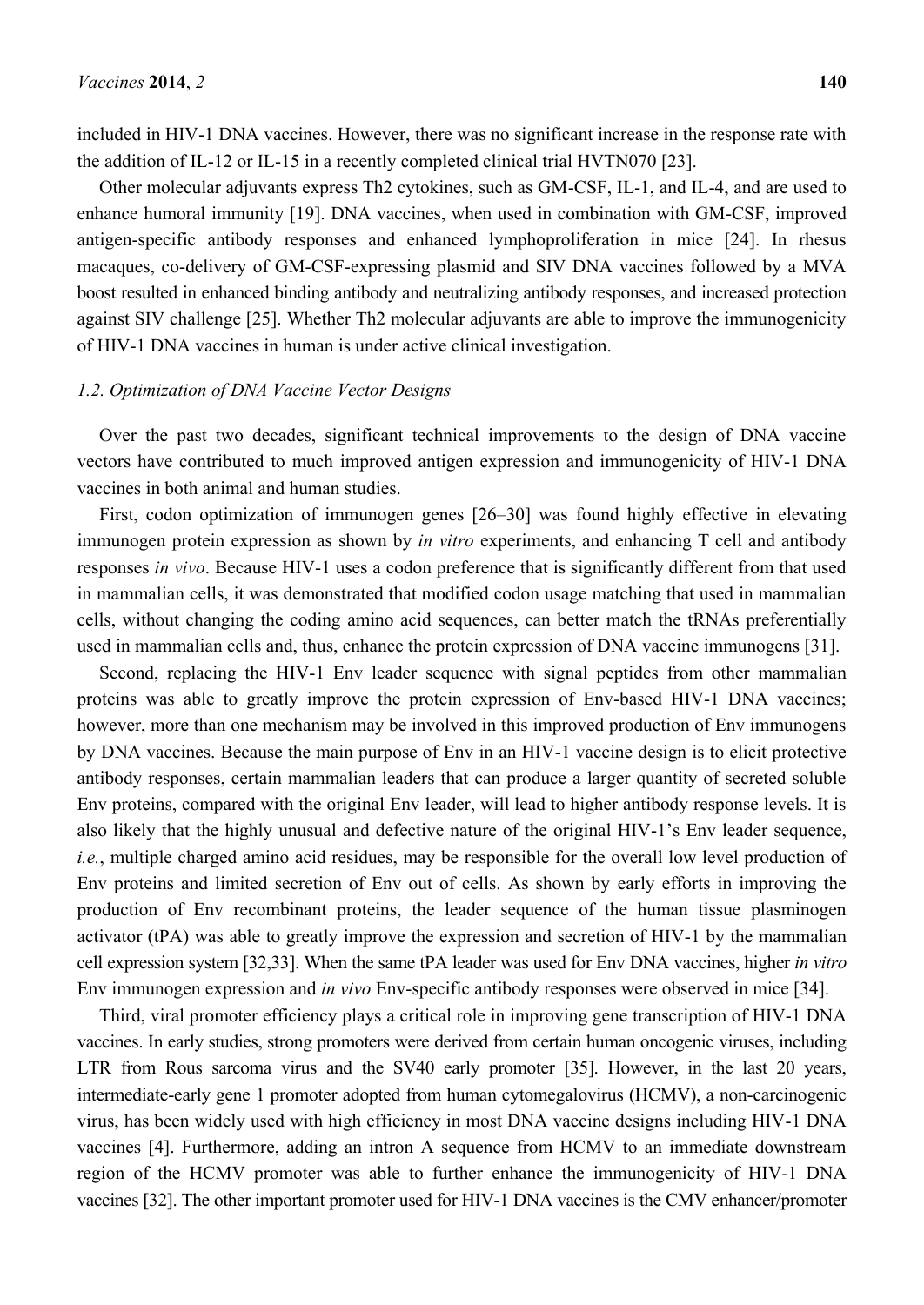included in HIV-1 DNA vaccines. However, there was no significant increase in the response rate with the addition of IL-12 or IL-15 in a recently completed clinical trial HVTN070 [23].

Other molecular adjuvants express Th2 cytokines, such as GM-CSF, IL-1, and IL-4, and are used to enhance humoral immunity [19]. DNA vaccines, when used in combination with GM-CSF, improved antigen-specific antibody responses and enhanced lymphoproliferation in mice [24]. In rhesus macaques, co-delivery of GM-CSF-expressing plasmid and SIV DNA vaccines followed by a MVA boost resulted in enhanced binding antibody and neutralizing antibody responses, and increased protection against SIV challenge [25]. Whether Th2 molecular adjuvants are able to improve the immunogenicity of HIV-1 DNA vaccines in human is under active clinical investigation.

### *1.2. Optimization of DNA Vaccine Vector Designs*

Over the past two decades, significant technical improvements to the design of DNA vaccine vectors have contributed to much improved antigen expression and immunogenicity of HIV-1 DNA vaccines in both animal and human studies.

First, codon optimization of immunogen genes [26–30] was found highly effective in elevating immunogen protein expression as shown by *in vitro* experiments, and enhancing T cell and antibody responses *in vivo*. Because HIV-1 uses a codon preference that is significantly different from that used in mammalian cells, it was demonstrated that modified codon usage matching that used in mammalian cells, without changing the coding amino acid sequences, can better match the tRNAs preferentially used in mammalian cells and, thus, enhance the protein expression of DNA vaccine immunogens [31].

Second, replacing the HIV-1 Env leader sequence with signal peptides from other mammalian proteins was able to greatly improve the protein expression of Env-based HIV-1 DNA vaccines; however, more than one mechanism may be involved in this improved production of Env immunogens by DNA vaccines. Because the main purpose of Env in an HIV-1 vaccine design is to elicit protective antibody responses, certain mammalian leaders that can produce a larger quantity of secreted soluble Env proteins, compared with the original Env leader, will lead to higher antibody response levels. It is also likely that the highly unusual and defective nature of the original HIV-1's Env leader sequence, *i.e.*, multiple charged amino acid residues, may be responsible for the overall low level production of Env proteins and limited secretion of Env out of cells. As shown by early efforts in improving the production of Env recombinant proteins, the leader sequence of the human tissue plasminogen activator (tPA) was able to greatly improve the expression and secretion of HIV-1 by the mammalian cell expression system [32,33]. When the same tPA leader was used for Env DNA vaccines, higher *in vitro* Env immunogen expression and *in vivo* Env-specific antibody responses were observed in mice [34].

Third, viral promoter efficiency plays a critical role in improving gene transcription of HIV-1 DNA vaccines. In early studies, strong promoters were derived from certain human oncogenic viruses, including LTR from Rous sarcoma virus and the SV40 early promoter [35]. However, in the last 20 years, intermediate-early gene 1 promoter adopted from human cytomegalovirus (HCMV), a non-carcinogenic virus, has been widely used with high efficiency in most DNA vaccine designs including HIV-1 DNA vaccines [4]. Furthermore, adding an intron A sequence from HCMV to an immediate downstream region of the HCMV promoter was able to further enhance the immunogenicity of HIV-1 DNA vaccines [32]. The other important promoter used for HIV-1 DNA vaccines is the CMV enhancer/promoter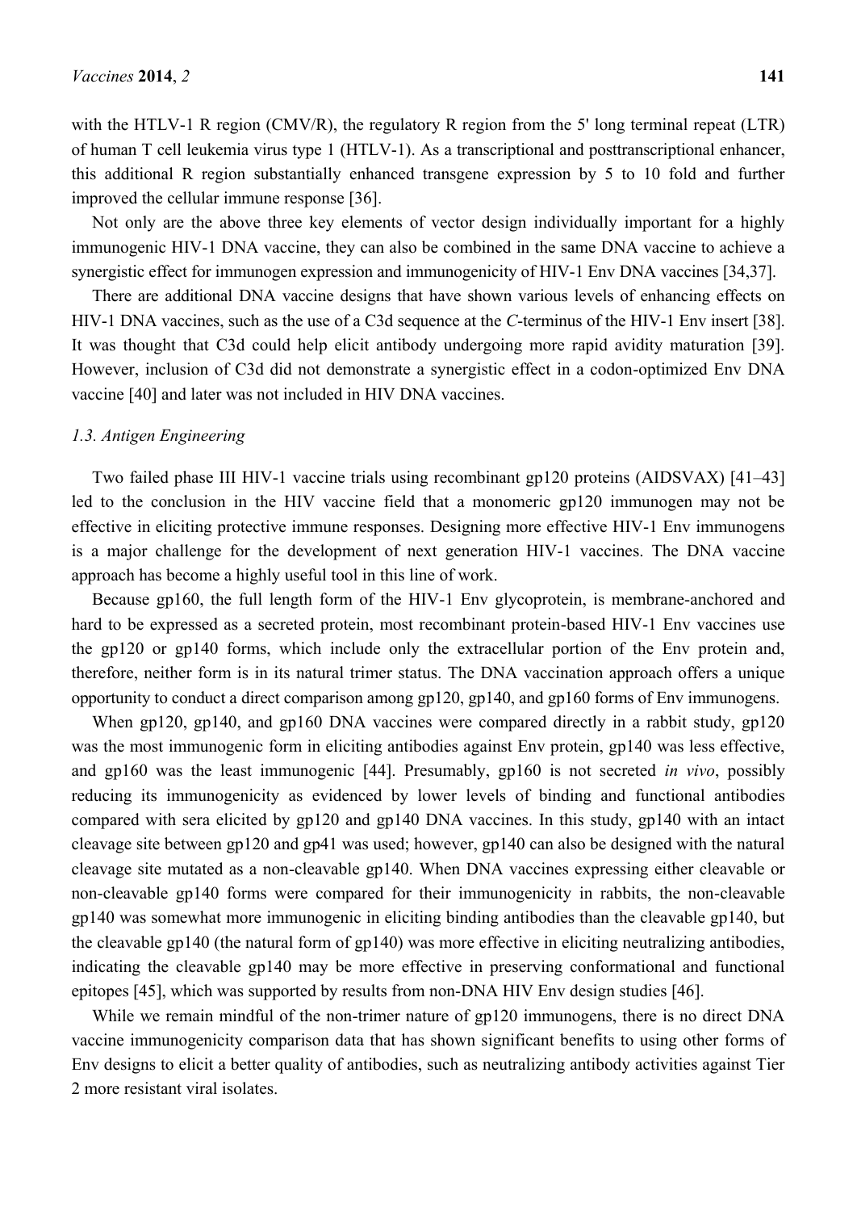with the HTLV-1 R region (CMV/R), the regulatory R region from the 5' long terminal repeat (LTR) of human T cell leukemia virus type 1 (HTLV-1). As a transcriptional and posttranscriptional enhancer, this additional R region substantially enhanced transgene expression by 5 to 10 fold and further improved the cellular immune response [36].

Not only are the above three key elements of vector design individually important for a highly immunogenic HIV-1 DNA vaccine, they can also be combined in the same DNA vaccine to achieve a synergistic effect for immunogen expression and immunogenicity of HIV-1 Env DNA vaccines [34,37].

There are additional DNA vaccine designs that have shown various levels of enhancing effects on HIV-1 DNA vaccines, such as the use of a C3d sequence at the *C*-terminus of the HIV-1 Env insert [38]. It was thought that C3d could help elicit antibody undergoing more rapid avidity maturation [39]. However, inclusion of C3d did not demonstrate a synergistic effect in a codon-optimized Env DNA vaccine [40] and later was not included in HIV DNA vaccines.

### 1.3. Antigen Engineering

Two failed phase III HIV-1 vaccine trials using recombinant gp120 proteins (AIDSVAX) [41–43] led to the conclusion in the HIV vaccine field that a monomeric gp120 immunogen may not be effective in eliciting protective immune responses. Designing more effective HIV-1 Env immunogens is a major challenge for the development of next generation HIV-1 vaccines. The DNA vaccine approach has become a highly useful tool in this line of work.

Because gp160, the full length form of the HIV-1 Env glycoprotein, is membrane-anchored and hard to be expressed as a secreted protein, most recombinant protein-based HIV-1 Env vaccines use the gp120 or gp140 forms, which include only the extracellular portion of the Env protein and, therefore, neither form is in its natural trimer status. The DNA vaccination approach offers a unique opportunity to conduct a direct comparison among gp120, gp140, and gp160 forms of Env immunogens.

When gp120, gp140, and gp160 DNA vaccines were compared directly in a rabbit study, gp120 was the most immunogenic form in eliciting antibodies against Env protein, gp140 was less effective, and gp160 was the least immunogenic [44]. Presumably, gp160 is not secreted *in vivo*, possibly reducing its immunogenicity as evidenced by lower levels of binding and functional antibodies compared with sera elicited by gp120 and gp140 DNA vaccines. In this study, gp140 with an intact cleavage site between gp120 and gp41 was used; however, gp140 can also be designed with the natural cleavage site mutated as a non-cleavable gp140. When DNA vaccines expressing either cleavable or non-cleavable gp140 forms were compared for their immunogenicity in rabbits, the non-cleavable gp140 was somewhat more immunogenic in eliciting binding antibodies than the cleavable gp140, but the cleavable gp140 (the natural form of gp140) was more effective in eliciting neutralizing antibodies, indicating the cleavable gp140 may be more effective in preserving conformational and functional epitopes [45], which was supported by results from non-DNA HIV Env design studies [46].

While we remain mindful of the non-trimer nature of gp120 immunogens, there is no direct DNA vaccine immunogenicity comparison data that has shown significant benefits to using other forms of Env designs to elicit a better quality of antibodies, such as neutralizing antibody activities against Tier 2 more resistant viral isolates.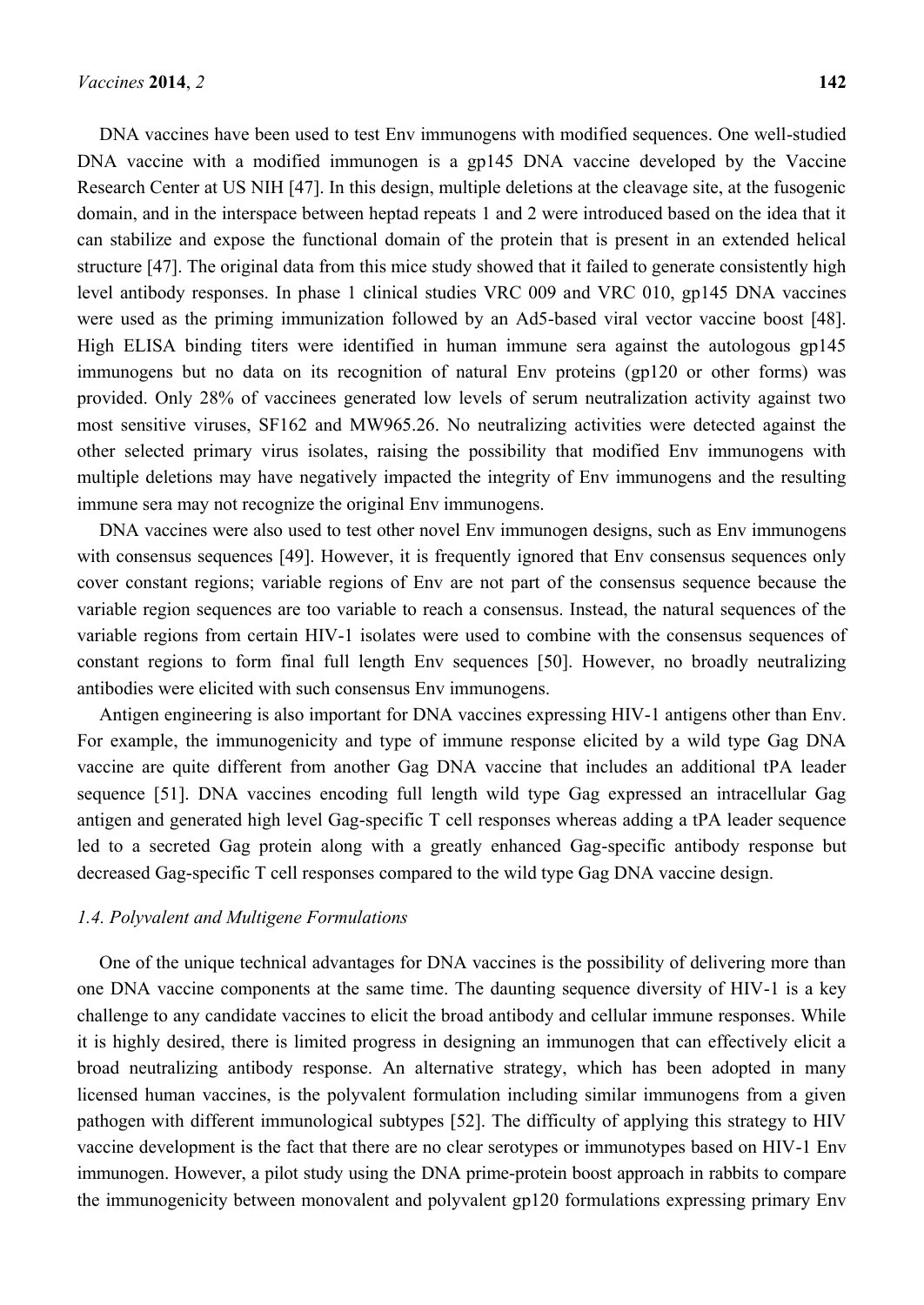DNA vaccines have been used to test Env immunogens with modified sequences. One well-studied DNA vaccine with a modified immunogen is a gp145 DNA vaccine developed by the Vaccine Research Center at US NIH [47]. In this design, multiple deletions at the cleavage site, at the fusogenic domain, and in the interspace between heptad repeats 1 and 2 were introduced based on the idea that it can stabilize and expose the functional domain of the protein that is present in an extended helical structure [47]. The original data from this mice study showed that it failed to generate consistently high level antibody responses. In phase 1 clinical studies VRC 009 and VRC 010, gp145 DNA vaccines were used as the priming immunization followed by an Ad5-based viral vector vaccine boost [48]. High ELISA binding titers were identified in human immune sera against the autologous gp145 immunogens but no data on its recognition of natural Env proteins (gp120 or other forms) was provided. Only 28% of vaccinees generated low levels of serum neutralization activity against two most sensitive viruses, SF162 and MW965.26. No neutralizing activities were detected against the other selected primary virus isolates, raising the possibility that modified Env immunogens with multiple deletions may have negatively impacted the integrity of Env immunogens and the resulting immune sera may not recognize the original Env immunogens.

DNA vaccines were also used to test other novel Env immunogen designs, such as Env immunogens with consensus sequences [49]. However, it is frequently ignored that Env consensus sequences only cover constant regions; variable regions of Env are not part of the consensus sequence because the variable region sequences are too variable to reach a consensus. Instead, the natural sequences of the variable regions from certain HIV-1 isolates were used to combine with the consensus sequences of constant regions to form final full length Env sequences [50]. However, no broadly neutralizing antibodies were elicited with such consensus Env immunogens.

Antigen engineering is also important for DNA vaccines expressing HIV-1 antigens other than Env. For example, the immunogenicity and type of immune response elicited by a wild type Gag DNA vaccine are quite different from another Gag DNA vaccine that includes an additional tPA leader sequence [51]. DNA vaccines encoding full length wild type Gag expressed an intracellular Gag antigen and generated high level Gag-specific T cell responses whereas adding a tPA leader sequence led to a secreted Gag protein along with a greatly enhanced Gag-specific antibody response but decreased Gag-specific T cell responses compared to the wild type Gag DNA vaccine design.

### *1.4. Polyvalent and Multigene Formulations*

One of the unique technical advantages for DNA vaccines is the possibility of delivering more than one DNA vaccine components at the same time. The daunting sequence diversity of HIV-1 is a key challenge to any candidate vaccines to elicit the broad antibody and cellular immune responses. While it is highly desired, there is limited progress in designing an immunogen that can effectively elicit a broad neutralizing antibody response. An alternative strategy, which has been adopted in many licensed human vaccines, is the polyvalent formulation including similar immunogens from a given pathogen with different immunological subtypes [52]. The difficulty of applying this strategy to HIV vaccine development is the fact that there are no clear serotypes or immunotypes based on HIV-1 Env immunogen. However, a pilot study using the DNA prime-protein boost approach in rabbits to compare the immunogenicity between monovalent and polyvalent gp120 formulations expressing primary Env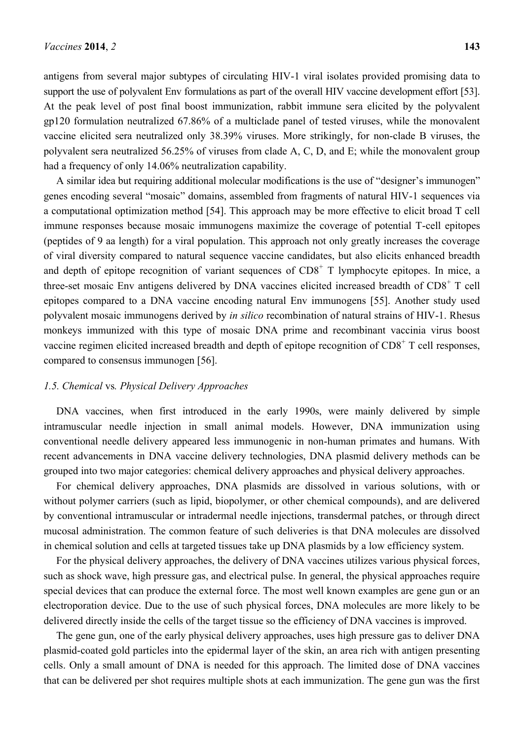antigens from several major subtypes of circulating HIV-1 viral isolates provided promising data to support the use of polyvalent Env formulations as part of the overall HIV vaccine development effort [53]. At the peak level of post final boost immunization, rabbit immune sera elicited by the polyvalent gp120 formulation neutralized 67.86% of a multiclade panel of tested viruses, while the monovalent vaccine elicited sera neutralized only 38.39% viruses. More strikingly, for non-clade B viruses, the polyvalent sera neutralized 56.25% of viruses from clade A, C, D, and E; while the monovalent group had a frequency of only 14.06% neutralization capability.

A similar idea but requiring additional molecular modifications is the use of "designer's immunogen" genes encoding several "mosaic" domains, assembled from fragments of natural HIV-1 sequences via a computational optimization method [54]. This approach may be more effective to elicit broad T cell immune responses because mosaic immunogens maximize the coverage of potential T-cell epitopes (peptides of 9 aa length) for a viral population. This approach not only greatly increases the coverage of viral diversity compared to natural sequence vaccine candidates, but also elicits enhanced breadth and depth of epitope recognition of variant sequences of $CD8^+$ T lymphocyte epitopes. In mice, a three-set mosaic Env antigens delivered by DNA vaccines elicited increased breadth of $CD8^+$ T cell epitopes compared to a DNA vaccine encoding natural Env immunogens [55]. Another study used polyvalent mosaic immunogens derived by *in silico* recombination of natural strains of HIV-1. Rhesus monkeys immunized with this type of mosaic DNA prime and recombinant vaccinia virus boost vaccine regimen elicited increased breadth and depth of epitope recognition of $CD8^+$ T cell responses, compared to consensus immunogen [56].

### 1.5. *Chemical* vs*. Physical Delivery Approaches*

DNA vaccines, when first introduced in the early 1990s, were mainly delivered by simple intramuscular needle injection in small animal models. However, DNA immunization using conventional needle delivery appeared less immunogenic in non-human primates and humans. With recent advancements in DNA vaccine delivery technologies, DNA plasmid delivery methods can be grouped into two major categories: chemical delivery approaches and physical delivery approaches.

For chemical delivery approaches, DNA plasmids are dissolved in various solutions, with or without polymer carriers (such as lipid, biopolymer, or other chemical compounds), and are delivered by conventional intramuscular or intradermal needle injections, transdermal patches, or through direct mucosal administration. The common feature of such deliveries is that DNA molecules are dissolved in chemical solution and cells at targeted tissues take up DNA plasmids by a low efficiency system.

For the physical delivery approaches, the delivery of DNA vaccines utilizes various physical forces, such as shock wave, high pressure gas, and electrical pulse. In general, the physical approaches require special devices that can produce the external force. The most well known examples are gene gun or an electroporation device. Due to the use of such physical forces, DNA molecules are more likely to be delivered directly inside the cells of the target tissue so the efficiency of DNA vaccines is improved.

The gene gun, one of the early physical delivery approaches, uses high pressure gas to deliver DNA plasmid-coated gold particles into the epidermal layer of the skin, an area rich with antigen presenting cells. Only a small amount of DNA is needed for this approach. The limited dose of DNA vaccines that can be delivered per shot requires multiple shots at each immunization. The gene gun was the first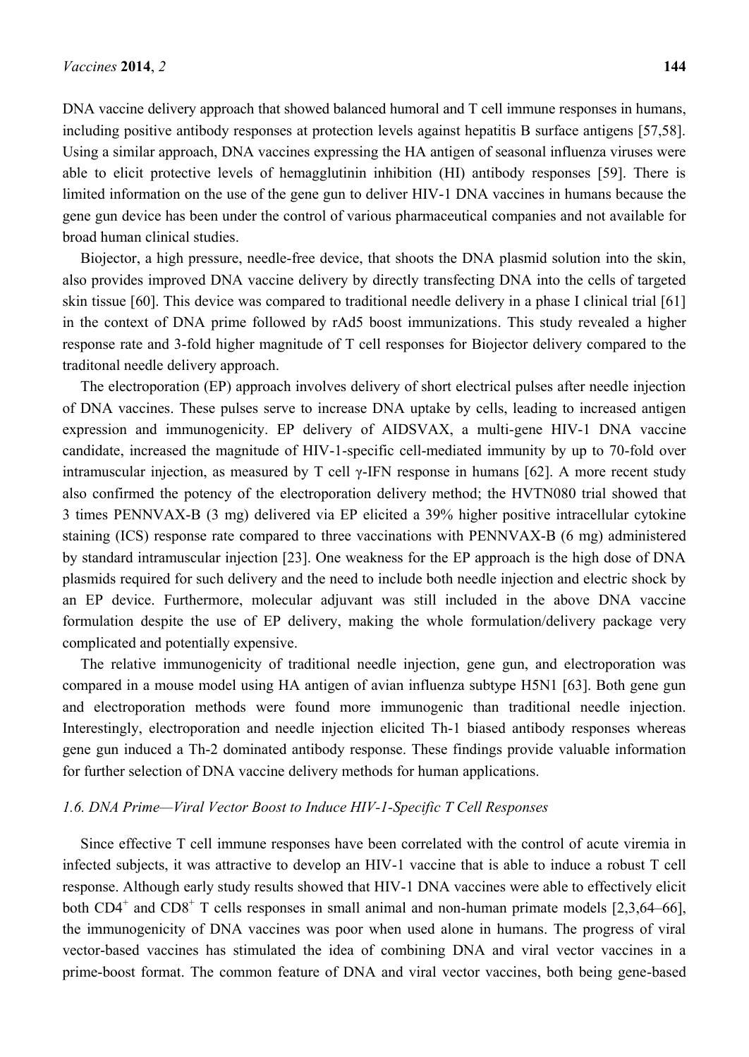DNA vaccine delivery approach that showed balanced humoral and T cell immune responses in humans, including positive antibody responses at protection levels against hepatitis B surface antigens [57,58]. Using a similar approach, DNA vaccines expressing the HA antigen of seasonal influenza viruses were able to elicit protective levels of hemagglutinin inhibition (HI) antibody responses [59]. There is limited information on the use of the gene gun to deliver HIV-1 DNA vaccines in humans because the gene gun device has been under the control of various pharmaceutical companies and not available for broad human clinical studies.

Biojector, a high pressure, needle-free device, that shoots the DNA plasmid solution into the skin, also provides improved DNA vaccine delivery by directly transfecting DNA into the cells of targeted skin tissue [60]. This device was compared to traditional needle delivery in a phase I clinical trial [61] in the context of DNA prime followed by rAd5 boost immunizations. This study revealed a higher response rate and 3-fold higher magnitude of T cell responses for Biojector delivery compared to the traditonal needle delivery approach.

The electroporation (EP) approach involves delivery of short electrical pulses after needle injection of DNA vaccines. These pulses serve to increase DNA uptake by cells, leading to increased antigen expression and immunogenicity. EP delivery of AIDSVAX, a multi-gene HIV-1 DNA vaccine candidate, increased the magnitude of HIV-1-specific cell-mediated immunity by up to 70-fold over intramuscular injection, as measured by T cell γ-IFN response in humans [62]. A more recent study also confirmed the potency of the electroporation delivery method; the HVTN080 trial showed that 3 times PENNVAX-B (3 mg) delivered via EP elicited a 39% higher positive intracellular cytokine staining (ICS) response rate compared to three vaccinations with PENNVAX-B (6 mg) administered by standard intramuscular injection [23]. One weakness for the EP approach is the high dose of DNA plasmids required for such delivery and the need to include both needle injection and electric shock by an EP device. Furthermore, molecular adjuvant was still included in the above DNA vaccine formulation despite the use of EP delivery, making the whole formulation/delivery package very complicated and potentially expensive.

The relative immunogenicity of traditional needle injection, gene gun, and electroporation was compared in a mouse model using HA antigen of avian influenza subtype H5N1 [63]. Both gene gun and electroporation methods were found more immunogenic than traditional needle injection. Interestingly, electroporation and needle injection elicited Th-1 biased antibody responses whereas gene gun induced a Th-2 dominated antibody response. These findings provide valuable information for further selection of DNA vaccine delivery methods for human applications.

### *1.6. DNA Prime—Viral Vector Boost to Induce HIV-1-Specific T Cell Responses*

Since effective T cell immune responses have been correlated with the control of acute viremia in infected subjects, it was attractive to develop an HIV-1 vaccine that is able to induce a robust T cell response. Although early study results showed that HIV-1 DNA vaccines were able to effectively elicit both $CD4^+$ and $CD8^+$ T cells responses in small animal and non-human primate models [2,3,64–66], the immunogenicity of DNA vaccines was poor when used alone in humans. The progress of viral vector-based vaccines has stimulated the idea of combining DNA and viral vector vaccines in a prime-boost format. The common feature of DNA and viral vector vaccines, both being gene-based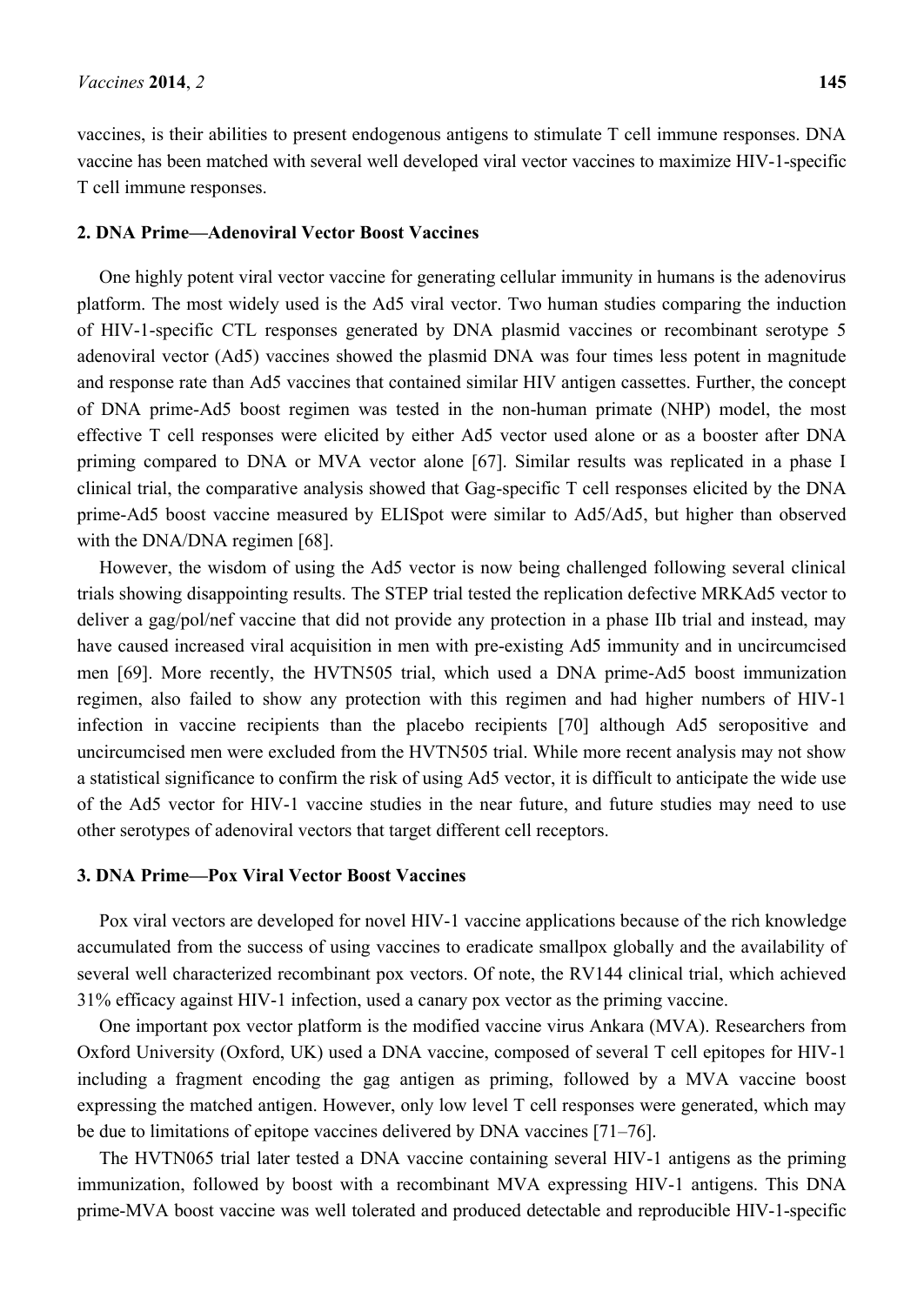vaccines, is their abilities to present endogenous antigens to stimulate T cell immune responses. DNA vaccine has been matched with several well developed viral vector vaccines to maximize HIV-1-specific T cell immune responses.

## 2. DNA Prime—Adenoviral Vector Boost Vaccines

One highly potent viral vector vaccine for generating cellular immunity in humans is the adenovirus platform. The most widely used is the Ad5 viral vector. Two human studies comparing the induction of HIV-1-specific CTL responses generated by DNA plasmid vaccines or recombinant serotype 5 adenoviral vector (Ad5) vaccines showed the plasmid DNA was four times less potent in magnitude and response rate than Ad5 vaccines that contained similar HIV antigen cassettes. Further, the concept of DNA prime-Ad5 boost regimen was tested in the non-human primate (NHP) model, the most effective T cell responses were elicited by either Ad5 vector used alone or as a booster after DNA priming compared to DNA or MVA vector alone [67]. Similar results was replicated in a phase I clinical trial, the comparative analysis showed that Gag-specific T cell responses elicited by the DNA prime-Ad5 boost vaccine measured by ELISpot were similar to Ad5/Ad5, but higher than observed with the DNA/DNA regimen [68].

However, the wisdom of using the Ad5 vector is now being challenged following several clinical trials showing disappointing results. The STEP trial tested the replication defective MRKAd5 vector to deliver a gag/pol/nef vaccine that did not provide any protection in a phase IIb trial and instead, may have caused increased viral acquisition in men with pre-existing Ad5 immunity and in uncircumcised men [69]. More recently, the HVTN505 trial, which used a DNA prime-Ad5 boost immunization regimen, also failed to show any protection with this regimen and had higher numbers of HIV-1 infection in vaccine recipients than the placebo recipients [70] although Ad5 seropositive and uncircumcised men were excluded from the HVTN505 trial. While more recent analysis may not show a statistical significance to confirm the risk of using Ad5 vector, it is difficult to anticipate the wide use of the Ad5 vector for HIV-1 vaccine studies in the near future, and future studies may need to use other serotypes of adenoviral vectors that target different cell receptors.

## 3. DNA Prime—Pox Viral Vector Boost Vaccines

Pox viral vectors are developed for novel HIV-1 vaccine applications because of the rich knowledge accumulated from the success of using vaccines to eradicate smallpox globally and the availability of several well characterized recombinant pox vectors. Of note, the RV144 clinical trial, which achieved 31% efficacy against HIV-1 infection, used a canary pox vector as the priming vaccine.

One important pox vector platform is the modified vaccine virus Ankara (MVA). Researchers from Oxford University (Oxford, UK) used a DNA vaccine, composed of several T cell epitopes for HIV-1 including a fragment encoding the gag antigen as priming, followed by a MVA vaccine boost expressing the matched antigen. However, only low level T cell responses were generated, which may be due to limitations of epitope vaccines delivered by DNA vaccines [71–76].

The HVTN065 trial later tested a DNA vaccine containing several HIV-1 antigens as the priming immunization, followed by boost with a recombinant MVA expressing HIV-1 antigens. This DNA prime-MVA boost vaccine was well tolerated and produced detectable and reproducible HIV-1-specific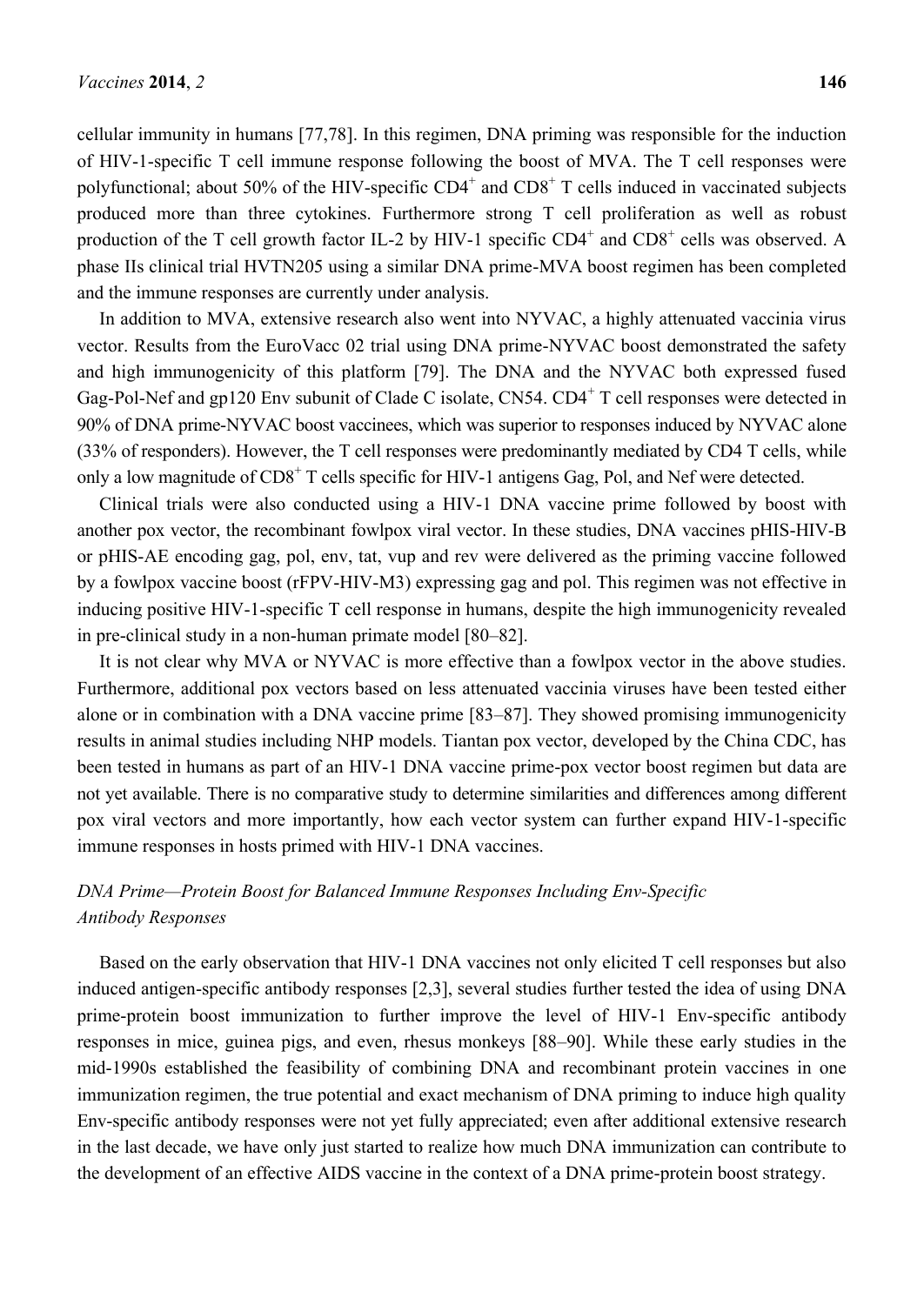cellular immunity in humans [77,78]. In this regimen, DNA priming was responsible for the induction of HIV-1-specific T cell immune response following the boost of MVA. The T cell responses were polyfunctional; about 50% of the HIV-specific $CD4^+$ and $CD8^+$ T cells induced in vaccinated subjects produced more than three cytokines. Furthermore strong T cell proliferation as well as robust production of the T cell growth factor IL-2 by HIV-1 specific $CD4^+$ and $CD8^+$ cells was observed. A phase IIs clinical trial HVTN205 using a similar DNA prime-MVA boost regimen has been completed and the immune responses are currently under analysis.

In addition to MVA, extensive research also went into NYVAC, a highly attenuated vaccinia virus vector. Results from the EuroVacc 02 trial using DNA prime-NYVAC boost demonstrated the safety and high immunogenicity of this platform [79]. The DNA and the NYVAC both expressed fused Gag-Pol-Nef and gp120 Env subunit of Clade C isolate, CN54. $CD4^+$ T cell responses were detected in 90% of DNA prime-NYVAC boost vaccinees, which was superior to responses induced by NYVAC alone (33% of responders). However, the T cell responses were predominantly mediated by CD4 T cells, while only a low magnitude of $CD8^+$ T cells specific for HIV-1 antigens Gag, Pol, and Nef were detected.

Clinical trials were also conducted using a HIV-1 DNA vaccine prime followed by boost with another pox vector, the recombinant fowlpox viral vector. In these studies, DNA vaccines pHIS-HIV-B or pHIS-AE encoding gag, pol, env, tat, vup and rev were delivered as the priming vaccine followed by a fowlpox vaccine boost (rFPV-HIV-M3) expressing gag and pol. This regimen was not effective in inducing positive HIV-1-specific T cell response in humans, despite the high immunogenicity revealed in pre-clinical study in a non-human primate model [80–82].

It is not clear why MVA or NYVAC is more effective than a fowlpox vector in the above studies. Furthermore, additional pox vectors based on less attenuated vaccinia viruses have been tested either alone or in combination with a DNA vaccine prime [83–87]. They showed promising immunogenicity results in animal studies including NHP models. Tiantan pox vector, developed by the China CDC, has been tested in humans as part of an HIV-1 DNA vaccine prime-pox vector boost regimen but data are not yet available. There is no comparative study to determine similarities and differences among different pox viral vectors and more importantly, how each vector system can further expand HIV-1-specific immune responses in hosts primed with HIV-1 DNA vaccines.

### *DNA Prime—Protein Boost for Balanced Immune Responses Including Env-Specific Antibody Responses*

Based on the early observation that HIV-1 DNA vaccines not only elicited T cell responses but also induced antigen-specific antibody responses [2,3], several studies further tested the idea of using DNA prime-protein boost immunization to further improve the level of HIV-1 Env-specific antibody responses in mice, guinea pigs, and even, rhesus monkeys [88–90]. While these early studies in the mid-1990s established the feasibility of combining DNA and recombinant protein vaccines in one immunization regimen, the true potential and exact mechanism of DNA priming to induce high quality Env-specific antibody responses were not yet fully appreciated; even after additional extensive research in the last decade, we have only just started to realize how much DNA immunization can contribute to the development of an effective AIDS vaccine in the context of a DNA prime-protein boost strategy.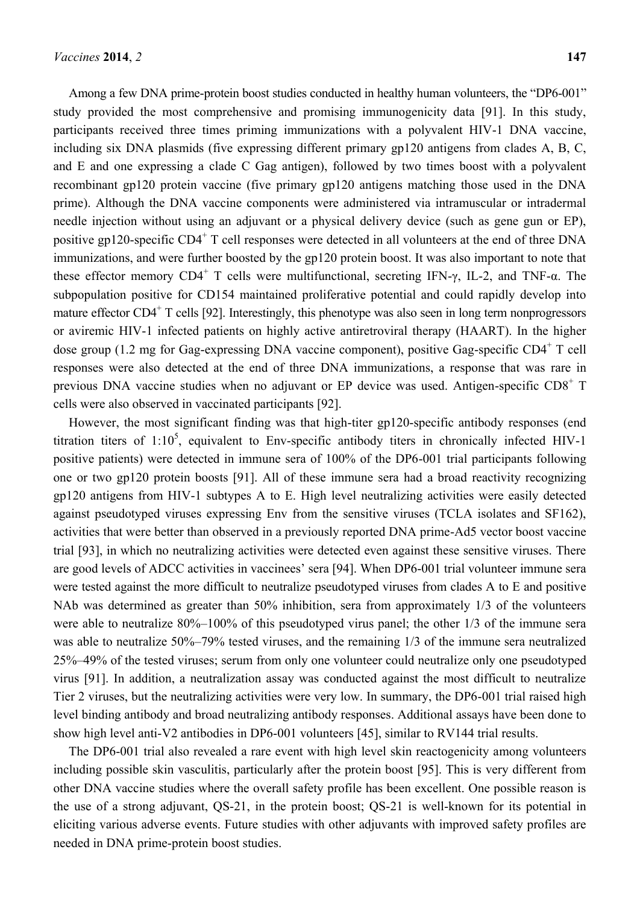Among a few DNA prime-protein boost studies conducted in healthy human volunteers, the "DP6-001" study provided the most comprehensive and promising immunogenicity data [91]. In this study, participants received three times priming immunizations with a polyvalent HIV-1 DNA vaccine, including six DNA plasmids (five expressing different primary gp120 antigens from clades A, B, C, and E and one expressing a clade C Gag antigen), followed by two times boost with a polyvalent recombinant gp120 protein vaccine (five primary gp120 antigens matching those used in the DNA prime). Although the DNA vaccine components were administered via intramuscular or intradermal needle injection without using an adjuvant or a physical delivery device (such as gene gun or EP), positive gp120-specific $CD4^+$ T cell responses were detected in all volunteers at the end of three DNA immunizations, and were further boosted by the gp120 protein boost. It was also important to note that these effector memory $CD4^+$ T cells were multifunctional, secreting IFN-γ, IL-2, and TNF-α. The subpopulation positive for CD154 maintained proliferative potential and could rapidly develop into mature effector $CD4^+$ T cells [92]. Interestingly, this phenotype was also seen in long term nonprogressors or aviremic HIV-1 infected patients on highly active antiretroviral therapy (HAART). In the higher dose group (1.2 mg for Gag-expressing DNA vaccine component), positive Gag-specific $CD4^+$ T cell responses were also detected at the end of three DNA immunizations, a response that was rare in previous DNA vaccine studies when no adjuvant or EP device was used. Antigen-specific $CD8^+$ T cells were also observed in vaccinated participants [92].

However, the most significant finding was that high-titer gp120-specific antibody responses (end titration titers of $1{:}10^5$, equivalent to Env-specific antibody titers in chronically infected HIV-1 positive patients) were detected in immune sera of 100% of the DP6-001 trial participants following one or two gp120 protein boosts [91]. All of these immune sera had a broad reactivity recognizing gp120 antigens from HIV-1 subtypes A to E. High level neutralizing activities were easily detected against pseudotyped viruses expressing Env from the sensitive viruses (TCLA isolates and SF162), activities that were better than observed in a previously reported DNA prime-Ad5 vector boost vaccine trial [93], in which no neutralizing activities were detected even against these sensitive viruses. There are good levels of ADCC activities in vaccinees' sera [94]. When DP6-001 trial volunteer immune sera were tested against the more difficult to neutralize pseudotyped viruses from clades A to E and positive NAb was determined as greater than 50% inhibition, sera from approximately 1/3 of the volunteers were able to neutralize 80%–100% of this pseudotyped virus panel; the other 1/3 of the immune sera was able to neutralize 50%–79% tested viruses, and the remaining 1/3 of the immune sera neutralized 25%–49% of the tested viruses; serum from only one volunteer could neutralize only one pseudotyped virus [91]. In addition, a neutralization assay was conducted against the most difficult to neutralize Tier 2 viruses, but the neutralizing activities were very low. In summary, the DP6-001 trial raised high level binding antibody and broad neutralizing antibody responses. Additional assays have been done to show high level anti-V2 antibodies in DP6-001 volunteers [45], similar to RV144 trial results.

The DP6-001 trial also revealed a rare event with high level skin reactogenicity among volunteers including possible skin vasculitis, particularly after the protein boost [95]. This is very different from other DNA vaccine studies where the overall safety profile has been excellent. One possible reason is the use of a strong adjuvant, QS-21, in the protein boost; QS-21 is well-known for its potential in eliciting various adverse events. Future studies with other adjuvants with improved safety profiles are needed in DNA prime-protein boost studies.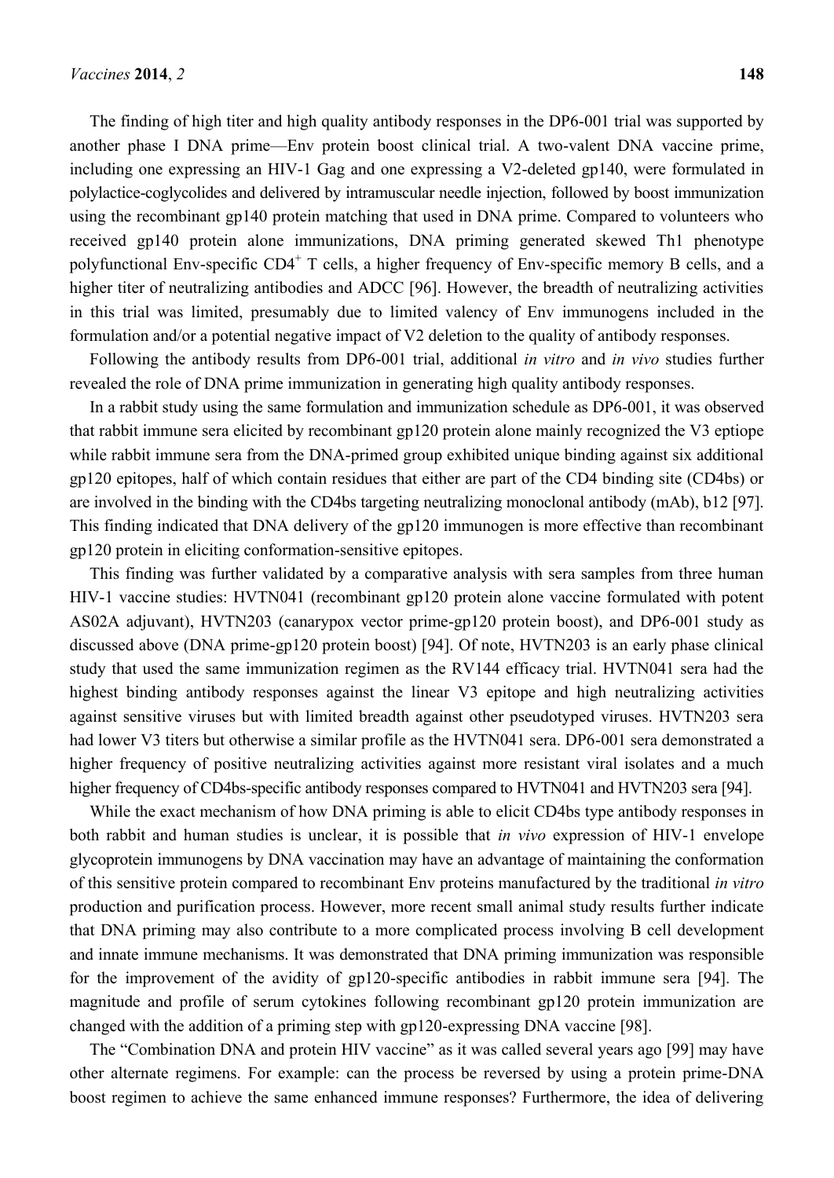The finding of high titer and high quality antibody responses in the DP6-001 trial was supported by another phase I DNA prime—Env protein boost clinical trial. A two-valent DNA vaccine prime, including one expressing an HIV-1 Gag and one expressing a V2-deleted gp140, were formulated in polylactice-coglycolides and delivered by intramuscular needle injection, followed by boost immunization using the recombinant gp140 protein matching that used in DNA prime. Compared to volunteers who received gp140 protein alone immunizations, DNA priming generated skewed Th1 phenotype polyfunctional Env-specific $CD4^+$ T cells, a higher frequency of Env-specific memory B cells, and a higher titer of neutralizing antibodies and ADCC [96]. However, the breadth of neutralizing activities in this trial was limited, presumably due to limited valency of Env immunogens included in the formulation and/or a potential negative impact of V2 deletion to the quality of antibody responses.

Following the antibody results from DP6-001 trial, additional *in vitro* and *in vivo* studies further revealed the role of DNA prime immunization in generating high quality antibody responses.

In a rabbit study using the same formulation and immunization schedule as DP6-001, it was observed that rabbit immune sera elicited by recombinant gp120 protein alone mainly recognized the V3 eptiope while rabbit immune sera from the DNA-primed group exhibited unique binding against six additional gp120 epitopes, half of which contain residues that either are part of the CD4 binding site (CD4bs) or are involved in the binding with the CD4bs targeting neutralizing monoclonal antibody (mAb), b12 [97]. This finding indicated that DNA delivery of the gp120 immunogen is more effective than recombinant gp120 protein in eliciting conformation-sensitive epitopes.

This finding was further validated by a comparative analysis with sera samples from three human HIV-1 vaccine studies: HVTN041 (recombinant gp120 protein alone vaccine formulated with potent AS02A adjuvant), HVTN203 (canarypox vector prime-gp120 protein boost), and DP6-001 study as discussed above (DNA prime-gp120 protein boost) [94]. Of note, HVTN203 is an early phase clinical study that used the same immunization regimen as the RV144 efficacy trial. HVTN041 sera had the highest binding antibody responses against the linear V3 epitope and high neutralizing activities against sensitive viruses but with limited breadth against other pseudotyped viruses. HVTN203 sera had lower V3 titers but otherwise a similar profile as the HVTN041 sera. DP6-001 sera demonstrated a higher frequency of positive neutralizing activities against more resistant viral isolates and a much higher frequency of CD4bs-specific antibody responses compared to HVTN041 and HVTN203 sera [94].

While the exact mechanism of how DNA priming is able to elicit CD4bs type antibody responses in both rabbit and human studies is unclear, it is possible that *in vivo* expression of HIV-1 envelope glycoprotein immunogens by DNA vaccination may have an advantage of maintaining the conformation of this sensitive protein compared to recombinant Env proteins manufactured by the traditional *in vitro* production and purification process. However, more recent small animal study results further indicate that DNA priming may also contribute to a more complicated process involving B cell development and innate immune mechanisms. It was demonstrated that DNA priming immunization was responsible for the improvement of the avidity of gp120-specific antibodies in rabbit immune sera [94]. The magnitude and profile of serum cytokines following recombinant gp120 protein immunization are changed with the addition of a priming step with gp120-expressing DNA vaccine [98].

The "Combination DNA and protein HIV vaccine" as it was called several years ago [99] may have other alternate regimens. For example: can the process be reversed by using a protein prime-DNA boost regimen to achieve the same enhanced immune responses? Furthermore, the idea of delivering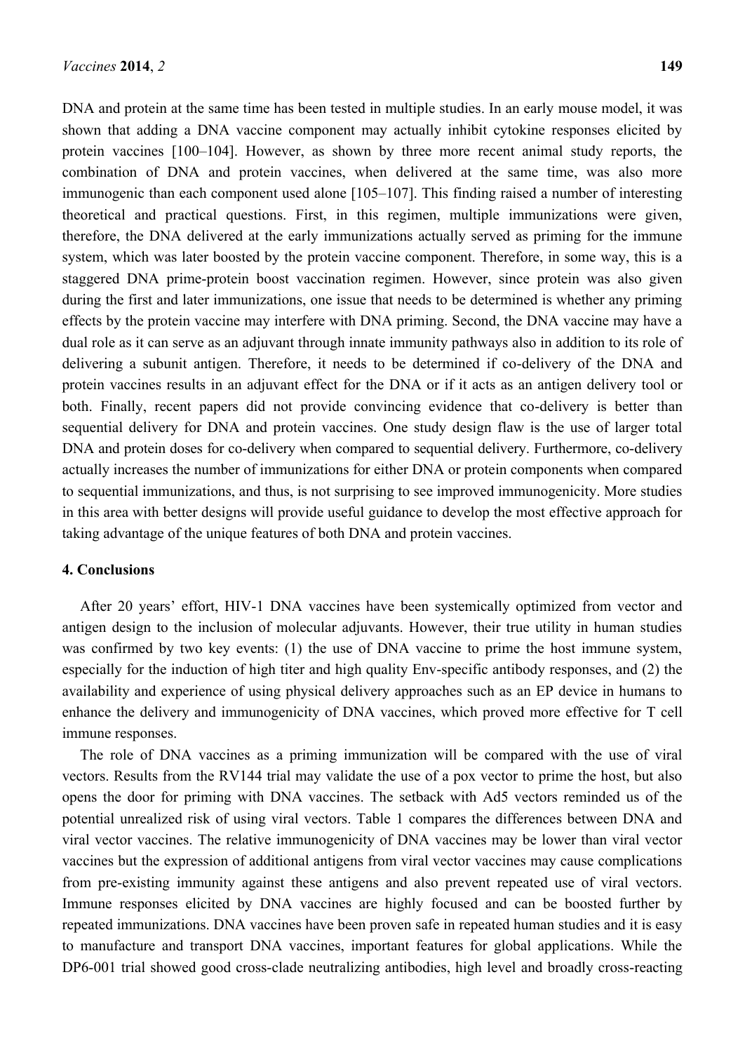DNA and protein at the same time has been tested in multiple studies. In an early mouse model, it was shown that adding a DNA vaccine component may actually inhibit cytokine responses elicited by protein vaccines [100–104]. However, as shown by three more recent animal study reports, the combination of DNA and protein vaccines, when delivered at the same time, was also more immunogenic than each component used alone [105–107]. This finding raised a number of interesting theoretical and practical questions. First, in this regimen, multiple immunizations were given, therefore, the DNA delivered at the early immunizations actually served as priming for the immune system, which was later boosted by the protein vaccine component. Therefore, in some way, this is a staggered DNA prime-protein boost vaccination regimen. However, since protein was also given during the first and later immunizations, one issue that needs to be determined is whether any priming effects by the protein vaccine may interfere with DNA priming. Second, the DNA vaccine may have a dual role as it can serve as an adjuvant through innate immunity pathways also in addition to its role of delivering a subunit antigen. Therefore, it needs to be determined if co-delivery of the DNA and protein vaccines results in an adjuvant effect for the DNA or if it acts as an antigen delivery tool or both. Finally, recent papers did not provide convincing evidence that co-delivery is better than sequential delivery for DNA and protein vaccines. One study design flaw is the use of larger total DNA and protein doses for co-delivery when compared to sequential delivery. Furthermore, co-delivery actually increases the number of immunizations for either DNA or protein components when compared to sequential immunizations, and thus, is not surprising to see improved immunogenicity. More studies in this area with better designs will provide useful guidance to develop the most effective approach for taking advantage of the unique features of both DNA and protein vaccines.

## 4. Conclusions

After 20 years' effort, HIV-1 DNA vaccines have been systemically optimized from vector and antigen design to the inclusion of molecular adjuvants. However, their true utility in human studies was confirmed by two key events: (1) the use of DNA vaccine to prime the host immune system, especially for the induction of high titer and high quality Env-specific antibody responses, and (2) the availability and experience of using physical delivery approaches such as an EP device in humans to enhance the delivery and immunogenicity of DNA vaccines, which proved more effective for T cell immune responses.

The role of DNA vaccines as a priming immunization will be compared with the use of viral vectors. Results from the RV144 trial may validate the use of a pox vector to prime the host, but also opens the door for priming with DNA vaccines. The setback with Ad5 vectors reminded us of the potential unrealized risk of using viral vectors. Table 1 compares the differences between DNA and viral vector vaccines. The relative immunogenicity of DNA vaccines may be lower than viral vector vaccines but the expression of additional antigens from viral vector vaccines may cause complications from pre-existing immunity against these antigens and also prevent repeated use of viral vectors. Immune responses elicited by DNA vaccines are highly focused and can be boosted further by repeated immunizations. DNA vaccines have been proven safe in repeated human studies and it is easy to manufacture and transport DNA vaccines, important features for global applications. While the DP6-001 trial showed good cross-clade neutralizing antibodies, high level and broadly cross-reacting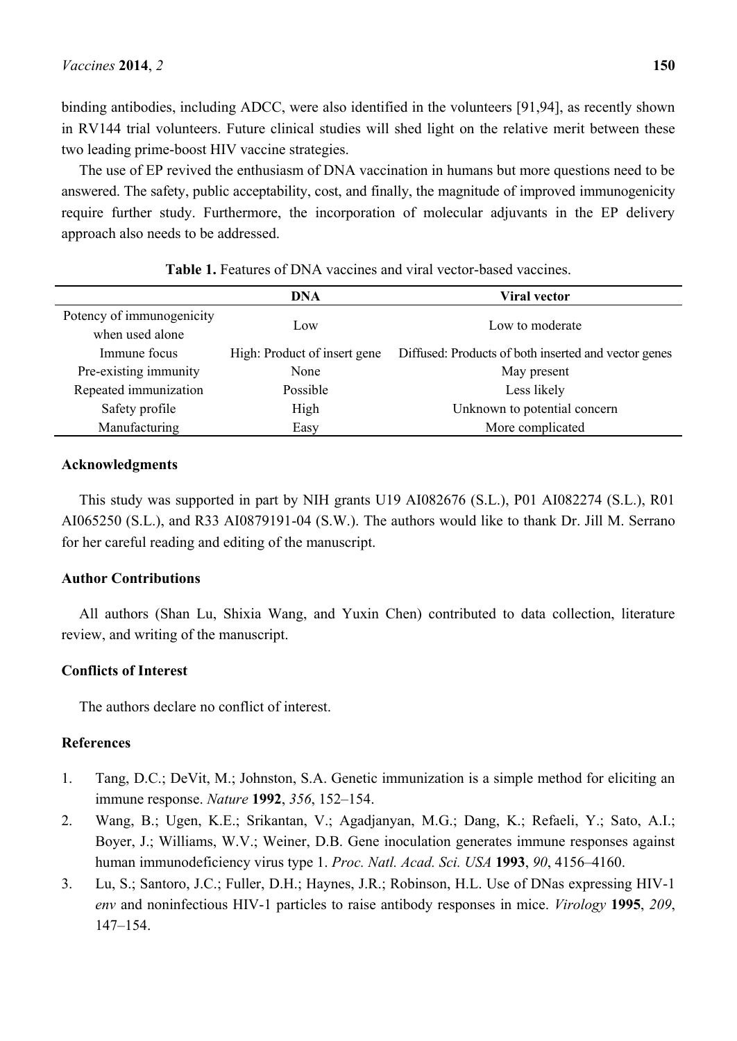binding antibodies, including ADCC, were also identified in the volunteers [91,94], as recently shown in RV144 trial volunteers. Future clinical studies will shed light on the relative merit between these two leading prime-boost HIV vaccine strategies.

The use of EP revived the enthusiasm of DNA vaccination in humans but more questions need to be answered. The safety, public acceptability, cost, and finally, the magnitude of improved immunogenicity require further study. Furthermore, the incorporation of molecular adjuvants in the EP delivery approach also needs to be addressed.

**Table 1.** Features of DNA vaccines and viral vector-based vaccines.

| | DNA | Viral vector |
|---|---|---|
| Potency of immunogenicity when used alone | Low | Low to moderate |
| Immune focus | High: Product of insert gene | Diffused: Products of both inserted and vector genes |
| Pre-existing immunity | None | May present |
| Repeated immunization | Possible | Less likely |
| Safety profile | High | Unknown to potential concern |
| Manufacturing | Easy | More complicated |

## Acknowledgments

This study was supported in part by NIH grants U19 AI082676 (S.L.), P01 AI082274 (S.L.), R01 AI065250 (S.L.), and R33 AI0879191-04 (S.W.). The authors would like to thank Dr. Jill M. Serrano for her careful reading and editing of the manuscript.

## Author Contributions

All authors (Shan Lu, Shixia Wang, and Yuxin Chen) contributed to data collection, literature review, and writing of the manuscript.

## Conflicts of Interest

The authors declare no conflict of interest.

## References

1. Tang, D.C.; DeVit, M.; Johnston, S.A. Genetic immunization is a simple method for eliciting an immune response. *Nature* **1992**, *356*, 152–154.
2. Wang, B.; Ugen, K.E.; Srikantan, V.; Agadjanyan, M.G.; Dang, K.; Refaeli, Y.; Sato, A.I.; Boyer, J.; Williams, W.V.; Weiner, D.B. Gene inoculation generates immune responses against human immunodeficiency virus type 1. *Proc. Natl. Acad. Sci. USA* **1993**, *90*, 4156–4160.
3. Lu, S.; Santoro, J.C.; Fuller, D.H.; Haynes, J.R.; Robinson, H.L. Use of DNas expressing HIV-1 *env* and noninfectious HIV-1 particles to raise antibody responses in mice. *Virology* **1995**, *209*, 147–154.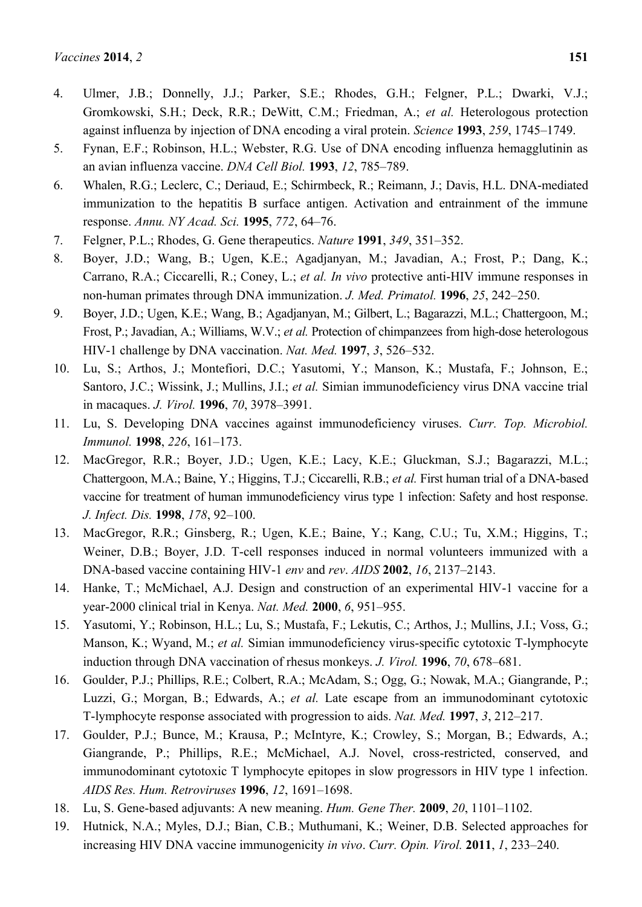4. Ulmer, J.B.; Donnelly, J.J.; Parker, S.E.; Rhodes, G.H.; Felgner, P.L.; Dwarki, V.J.; Gromkowski, S.H.; Deck, R.R.; DeWitt, C.M.; Friedman, A.; *et al.* Heterologous protection against influenza by injection of DNA encoding a viral protein. *Science* **1993**, *259*, 1745–1749.
5. Fynan, E.F.; Robinson, H.L.; Webster, R.G. Use of DNA encoding influenza hemagglutinin as an avian influenza vaccine. *DNA Cell Biol.* **1993**, *12*, 785–789.
6. Whalen, R.G.; Leclerc, C.; Deriaud, E.; Schirmbeck, R.; Reimann, J.; Davis, H.L. DNA-mediated immunization to the hepatitis B surface antigen. Activation and entrainment of the immune response. *Annu. NY Acad. Sci.* **1995**, *772*, 64–76.
7. Felgner, P.L.; Rhodes, G. Gene therapeutics. *Nature* **1991**, *349*, 351–352.
8. Boyer, J.D.; Wang, B.; Ugen, K.E.; Agadjanyan, M.; Javadian, A.; Frost, P.; Dang, K.; Carrano, R.A.; Ciccarelli, R.; Coney, L.; *et al. In vivo* protective anti-HIV immune responses in non-human primates through DNA immunization. *J. Med. Primatol.* **1996**, *25*, 242–250.
9. Boyer, J.D.; Ugen, K.E.; Wang, B.; Agadjanyan, M.; Gilbert, L.; Bagarazzi, M.L.; Chattergoon, M.; Frost, P.; Javadian, A.; Williams, W.V.; *et al.* Protection of chimpanzees from high-dose heterologous HIV-1 challenge by DNA vaccination. *Nat. Med.* **1997**, *3*, 526–532.
10. Lu, S.; Arthos, J.; Montefiori, D.C.; Yasutomi, Y.; Manson, K.; Mustafa, F.; Johnson, E.; Santoro, J.C.; Wissink, J.; Mullins, J.I.; *et al.* Simian immunodeficiency virus DNA vaccine trial in macaques. *J. Virol.* **1996**, *70*, 3978–3991.
11. Lu, S. Developing DNA vaccines against immunodeficiency viruses. *Curr. Top. Microbiol. Immunol.* **1998**, *226*, 161–173.
12. MacGregor, R.R.; Boyer, J.D.; Ugen, K.E.; Lacy, K.E.; Gluckman, S.J.; Bagarazzi, M.L.; Chattergoon, M.A.; Baine, Y.; Higgins, T.J.; Ciccarelli, R.B.; *et al.* First human trial of a DNA-based vaccine for treatment of human immunodeficiency virus type 1 infection: Safety and host response. *J. Infect. Dis.* **1998**, *178*, 92–100.
13. MacGregor, R.R.; Ginsberg, R.; Ugen, K.E.; Baine, Y.; Kang, C.U.; Tu, X.M.; Higgins, T.; Weiner, D.B.; Boyer, J.D. T-cell responses induced in normal volunteers immunized with a DNA-based vaccine containing HIV-1 *env* and *rev*. *AIDS* **2002**, *16*, 2137–2143.
14. Hanke, T.; McMichael, A.J. Design and construction of an experimental HIV-1 vaccine for a year-2000 clinical trial in Kenya. *Nat. Med.* **2000**, *6*, 951–955.
15. Yasutomi, Y.; Robinson, H.L.; Lu, S.; Mustafa, F.; Lekutis, C.; Arthos, J.; Mullins, J.I.; Voss, G.; Manson, K.; Wyand, M.; *et al.* Simian immunodeficiency virus-specific cytotoxic T-lymphocyte induction through DNA vaccination of rhesus monkeys. *J. Virol.* **1996**, *70*, 678–681.
16. Goulder, P.J.; Phillips, R.E.; Colbert, R.A.; McAdam, S.; Ogg, G.; Nowak, M.A.; Giangrande, P.; Luzzi, G.; Morgan, B.; Edwards, A.; *et al.* Late escape from an immunodominant cytotoxic T-lymphocyte response associated with progression to aids. *Nat. Med.* **1997**, *3*, 212–217.
17. Goulder, P.J.; Bunce, M.; Krausa, P.; McIntyre, K.; Crowley, S.; Morgan, B.; Edwards, A.; Giangrande, P.; Phillips, R.E.; McMichael, A.J. Novel, cross-restricted, conserved, and immunodominant cytotoxic T lymphocyte epitopes in slow progressors in HIV type 1 infection. *AIDS Res. Hum. Retroviruses* **1996**, *12*, 1691–1698.
18. Lu, S. Gene-based adjuvants: A new meaning. *Hum. Gene Ther.* **2009**, *20*, 1101–1102.
19. Hutnick, N.A.; Myles, D.J.; Bian, C.B.; Muthumani, K.; Weiner, D.B. Selected approaches for increasing HIV DNA vaccine immunogenicity *in vivo*. *Curr. Opin. Virol.* **2011**, *1*, 233–240.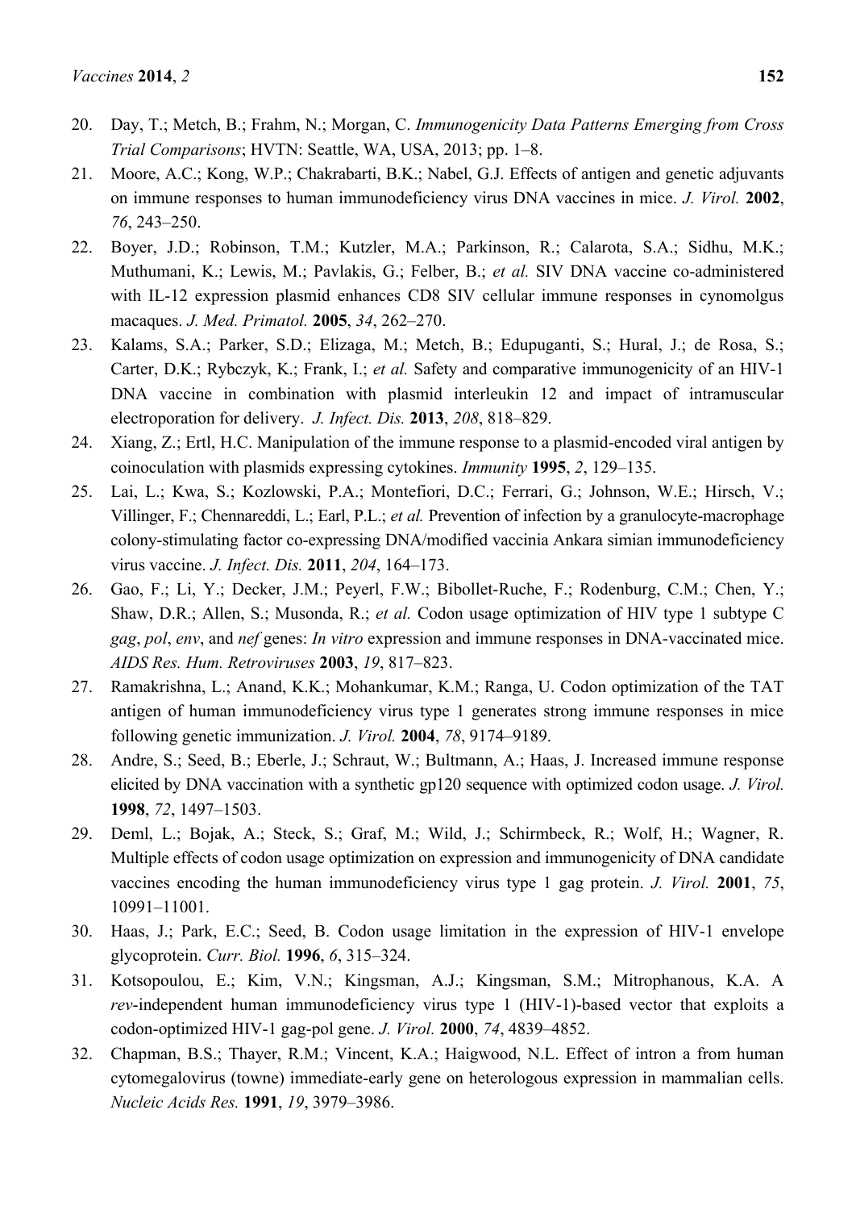20. Day, T.; Metch, B.; Frahm, N.; Morgan, C. *Immunogenicity Data Patterns Emerging from Cross Trial Comparisons*; HVTN: Seattle, WA, USA, 2013; pp. 1–8.
21. Moore, A.C.; Kong, W.P.; Chakrabarti, B.K.; Nabel, G.J. Effects of antigen and genetic adjuvants on immune responses to human immunodeficiency virus DNA vaccines in mice. *J. Virol.* **2002**, *76*, 243–250.
22. Boyer, J.D.; Robinson, T.M.; Kutzler, M.A.; Parkinson, R.; Calarota, S.A.; Sidhu, M.K.; Muthumani, K.; Lewis, M.; Pavlakis, G.; Felber, B.; *et al.* SIV DNA vaccine co-administered with IL-12 expression plasmid enhances CD8 SIV cellular immune responses in cynomolgus macaques. *J. Med. Primatol.* **2005**, *34*, 262–270.
23. Kalams, S.A.; Parker, S.D.; Elizaga, M.; Metch, B.; Edupuganti, S.; Hural, J.; de Rosa, S.; Carter, D.K.; Rybczyk, K.; Frank, I.; *et al.* Safety and comparative immunogenicity of an HIV-1 DNA vaccine in combination with plasmid interleukin 12 and impact of intramuscular electroporation for delivery. *J. Infect. Dis.* **2013**, *208*, 818–829.
24. Xiang, Z.; Ertl, H.C. Manipulation of the immune response to a plasmid-encoded viral antigen by coinoculation with plasmids expressing cytokines. *Immunity* **1995**, *2*, 129–135.
25. Lai, L.; Kwa, S.; Kozlowski, P.A.; Montefiori, D.C.; Ferrari, G.; Johnson, W.E.; Hirsch, V.; Villinger, F.; Chennareddi, L.; Earl, P.L.; *et al.* Prevention of infection by a granulocyte-macrophage colony-stimulating factor co-expressing DNA/modified vaccinia Ankara simian immunodeficiency virus vaccine. *J. Infect. Dis.* **2011**, *204*, 164–173.
26. Gao, F.; Li, Y.; Decker, J.M.; Peyerl, F.W.; Bibollet-Ruche, F.; Rodenburg, C.M.; Chen, Y.; Shaw, D.R.; Allen, S.; Musonda, R.; *et al.* Codon usage optimization of HIV type 1 subtype C *gag*, *pol*, *env*, and *nef* genes: *In vitro* expression and immune responses in DNA-vaccinated mice. *AIDS Res. Hum. Retroviruses* **2003**, *19*, 817–823.
27. Ramakrishna, L.; Anand, K.K.; Mohankumar, K.M.; Ranga, U. Codon optimization of the TAT antigen of human immunodeficiency virus type 1 generates strong immune responses in mice following genetic immunization. *J. Virol.* **2004**, *78*, 9174–9189.
28. Andre, S.; Seed, B.; Eberle, J.; Schraut, W.; Bultmann, A.; Haas, J. Increased immune response elicited by DNA vaccination with a synthetic gp120 sequence with optimized codon usage. *J. Virol.* **1998**, *72*, 1497–1503.
29. Deml, L.; Bojak, A.; Steck, S.; Graf, M.; Wild, J.; Schirmbeck, R.; Wolf, H.; Wagner, R. Multiple effects of codon usage optimization on expression and immunogenicity of DNA candidate vaccines encoding the human immunodeficiency virus type 1 gag protein. *J. Virol.* **2001**, *75*, 10991–11001.
30. Haas, J.; Park, E.C.; Seed, B. Codon usage limitation in the expression of HIV-1 envelope glycoprotein. *Curr. Biol.* **1996**, *6*, 315–324.
31. Kotsopoulou, E.; Kim, V.N.; Kingsman, A.J.; Kingsman, S.M.; Mitrophanous, K.A. A *rev*-independent human immunodeficiency virus type 1 (HIV-1)-based vector that exploits a codon-optimized HIV-1 gag-pol gene. *J. Virol.* **2000**, *74*, 4839–4852.
32. Chapman, B.S.; Thayer, R.M.; Vincent, K.A.; Haigwood, N.L. Effect of intron a from human cytomegalovirus (towne) immediate-early gene on heterologous expression in mammalian cells. *Nucleic Acids Res.* **1991**, *19*, 3979–3986.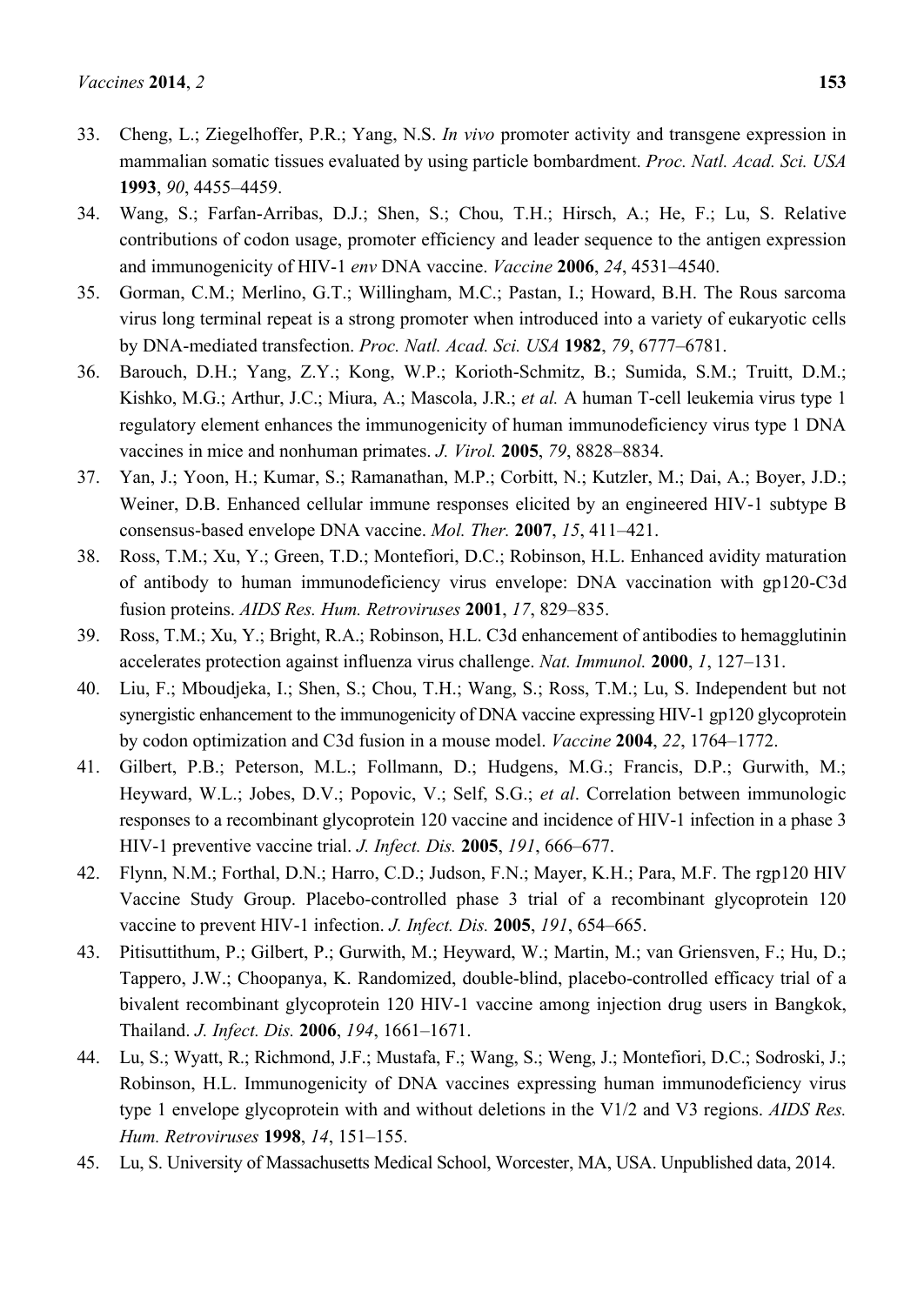33. Cheng, L.; Ziegelhoffer, P.R.; Yang, N.S. *In vivo* promoter activity and transgene expression in mammalian somatic tissues evaluated by using particle bombardment. *Proc. Natl. Acad. Sci. USA* **1993**, *90*, 4455–4459.
34. Wang, S.; Farfan-Arribas, D.J.; Shen, S.; Chou, T.H.; Hirsch, A.; He, F.; Lu, S. Relative contributions of codon usage, promoter efficiency and leader sequence to the antigen expression and immunogenicity of HIV-1 *env* DNA vaccine. *Vaccine* **2006**, *24*, 4531–4540.
35. Gorman, C.M.; Merlino, G.T.; Willingham, M.C.; Pastan, I.; Howard, B.H. The Rous sarcoma virus long terminal repeat is a strong promoter when introduced into a variety of eukaryotic cells by DNA-mediated transfection. *Proc. Natl. Acad. Sci. USA* **1982**, *79*, 6777–6781.
36. Barouch, D.H.; Yang, Z.Y.; Kong, W.P.; Korioth-Schmitz, B.; Sumida, S.M.; Truitt, D.M.; Kishko, M.G.; Arthur, J.C.; Miura, A.; Mascola, J.R.; *et al.* A human T-cell leukemia virus type 1 regulatory element enhances the immunogenicity of human immunodeficiency virus type 1 DNA vaccines in mice and nonhuman primates. *J. Virol.* **2005**, *79*, 8828–8834.
37. Yan, J.; Yoon, H.; Kumar, S.; Ramanathan, M.P.; Corbitt, N.; Kutzler, M.; Dai, A.; Boyer, J.D.; Weiner, D.B. Enhanced cellular immune responses elicited by an engineered HIV-1 subtype B consensus-based envelope DNA vaccine. *Mol. Ther.* **2007**, *15*, 411–421.
38. Ross, T.M.; Xu, Y.; Green, T.D.; Montefiori, D.C.; Robinson, H.L. Enhanced avidity maturation of antibody to human immunodeficiency virus envelope: DNA vaccination with gp120-C3d fusion proteins. *AIDS Res. Hum. Retroviruses* **2001**, *17*, 829–835.
39. Ross, T.M.; Xu, Y.; Bright, R.A.; Robinson, H.L. C3d enhancement of antibodies to hemagglutinin accelerates protection against influenza virus challenge. *Nat. Immunol.* **2000**, *1*, 127–131.
40. Liu, F.; Mboudjeka, I.; Shen, S.; Chou, T.H.; Wang, S.; Ross, T.M.; Lu, S. Independent but not synergistic enhancement to the immunogenicity of DNA vaccine expressing HIV-1 gp120 glycoprotein by codon optimization and C3d fusion in a mouse model. *Vaccine* **2004**, *22*, 1764–1772.
41. Gilbert, P.B.; Peterson, M.L.; Follmann, D.; Hudgens, M.G.; Francis, D.P.; Gurwith, M.; Heyward, W.L.; Jobes, D.V.; Popovic, V.; Self, S.G.; *et al*. Correlation between immunologic responses to a recombinant glycoprotein 120 vaccine and incidence of HIV-1 infection in a phase 3 HIV-1 preventive vaccine trial. *J. Infect. Dis.* **2005**, *191*, 666–677.
42. Flynn, N.M.; Forthal, D.N.; Harro, C.D.; Judson, F.N.; Mayer, K.H.; Para, M.F. The rgp120 HIV Vaccine Study Group. Placebo-controlled phase 3 trial of a recombinant glycoprotein 120 vaccine to prevent HIV-1 infection. *J. Infect. Dis.* **2005**, *191*, 654–665.
43. Pitisuttithum, P.; Gilbert, P.; Gurwith, M.; Heyward, W.; Martin, M.; van Griensven, F.; Hu, D.; Tappero, J.W.; Choopanya, K. Randomized, double-blind, placebo-controlled efficacy trial of a bivalent recombinant glycoprotein 120 HIV-1 vaccine among injection drug users in Bangkok, Thailand. *J. Infect. Dis.* **2006**, *194*, 1661–1671.
44. Lu, S.; Wyatt, R.; Richmond, J.F.; Mustafa, F.; Wang, S.; Weng, J.; Montefiori, D.C.; Sodroski, J.; Robinson, H.L. Immunogenicity of DNA vaccines expressing human immunodeficiency virus type 1 envelope glycoprotein with and without deletions in the V1/2 and V3 regions. *AIDS Res. Hum. Retroviruses* **1998**, *14*, 151–155.
45. Lu, S. University of Massachusetts Medical School, Worcester, MA, USA. Unpublished data, 2014.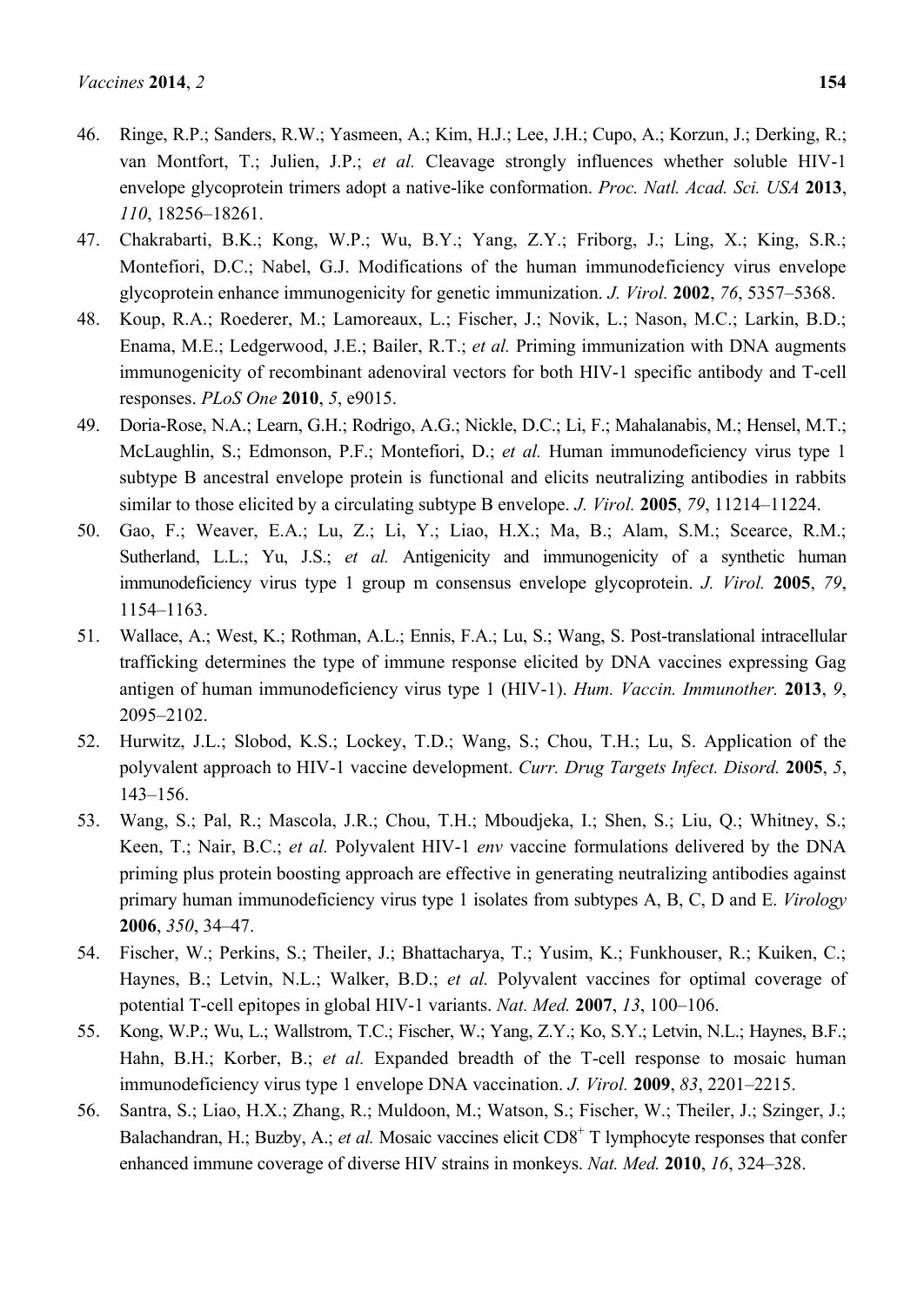46. Ringe, R.P.; Sanders, R.W.; Yasmeen, A.; Kim, H.J.; Lee, J.H.; Cupo, A.; Korzun, J.; Derking, R.; van Montfort, T.; Julien, J.P.; *et al.* Cleavage strongly influences whether soluble HIV-1 envelope glycoprotein trimers adopt a native-like conformation. *Proc. Natl. Acad. Sci. USA* **2013**, *110*, 18256–18261.
47. Chakrabarti, B.K.; Kong, W.P.; Wu, B.Y.; Yang, Z.Y.; Friborg, J.; Ling, X.; King, S.R.; Montefiori, D.C.; Nabel, G.J. Modifications of the human immunodeficiency virus envelope glycoprotein enhance immunogenicity for genetic immunization. *J. Virol.* **2002**, *76*, 5357–5368.
48. Koup, R.A.; Roederer, M.; Lamoreaux, L.; Fischer, J.; Novik, L.; Nason, M.C.; Larkin, B.D.; Enama, M.E.; Ledgerwood, J.E.; Bailer, R.T.; *et al.* Priming immunization with DNA augments immunogenicity of recombinant adenoviral vectors for both HIV-1 specific antibody and T-cell responses. *PLoS One* **2010**, *5*, e9015.
49. Doria-Rose, N.A.; Learn, G.H.; Rodrigo, A.G.; Nickle, D.C.; Li, F.; Mahalanabis, M.; Hensel, M.T.; McLaughlin, S.; Edmonson, P.F.; Montefiori, D.; *et al.* Human immunodeficiency virus type 1 subtype B ancestral envelope protein is functional and elicits neutralizing antibodies in rabbits similar to those elicited by a circulating subtype B envelope. *J. Virol.* **2005**, *79*, 11214–11224.
50. Gao, F.; Weaver, E.A.; Lu, Z.; Li, Y.; Liao, H.X.; Ma, B.; Alam, S.M.; Scearce, R.M.; Sutherland, L.L.; Yu, J.S.; *et al.* Antigenicity and immunogenicity of a synthetic human immunodeficiency virus type 1 group m consensus envelope glycoprotein. *J. Virol.* **2005**, *79*, 1154–1163.
51. Wallace, A.; West, K.; Rothman, A.L.; Ennis, F.A.; Lu, S.; Wang, S. Post-translational intracellular trafficking determines the type of immune response elicited by DNA vaccines expressing Gag antigen of human immunodeficiency virus type 1 (HIV-1). *Hum. Vaccin. Immunother.* **2013**, *9*, 2095–2102.
52. Hurwitz, J.L.; Slobod, K.S.; Lockey, T.D.; Wang, S.; Chou, T.H.; Lu, S. Application of the polyvalent approach to HIV-1 vaccine development. *Curr. Drug Targets Infect. Disord.* **2005**, *5*, 143–156.
53. Wang, S.; Pal, R.; Mascola, J.R.; Chou, T.H.; Mboudjeka, I.; Shen, S.; Liu, Q.; Whitney, S.; Keen, T.; Nair, B.C.; *et al.* Polyvalent HIV-1 *env* vaccine formulations delivered by the DNA priming plus protein boosting approach are effective in generating neutralizing antibodies against primary human immunodeficiency virus type 1 isolates from subtypes A, B, C, D and E. *Virology* **2006**, *350*, 34–47.
54. Fischer, W.; Perkins, S.; Theiler, J.; Bhattacharya, T.; Yusim, K.; Funkhouser, R.; Kuiken, C.; Haynes, B.; Letvin, N.L.; Walker, B.D.; *et al.* Polyvalent vaccines for optimal coverage of potential T-cell epitopes in global HIV-1 variants. *Nat. Med.* **2007**, *13*, 100–106.
55. Kong, W.P.; Wu, L.; Wallstrom, T.C.; Fischer, W.; Yang, Z.Y.; Ko, S.Y.; Letvin, N.L.; Haynes, B.F.; Hahn, B.H.; Korber, B.; *et al.* Expanded breadth of the T-cell response to mosaic human immunodeficiency virus type 1 envelope DNA vaccination. *J. Virol.* **2009**, *83*, 2201–2215.
56. Santra, S.; Liao, H.X.; Zhang, R.; Muldoon, M.; Watson, S.; Fischer, W.; Theiler, J.; Szinger, J.; Balachandran, H.; Buzby, A.; *et al.* Mosaic vaccines elicit $CD8^+$ T lymphocyte responses that confer enhanced immune coverage of diverse HIV strains in monkeys. *Nat. Med.* **2010**, *16*, 324–328.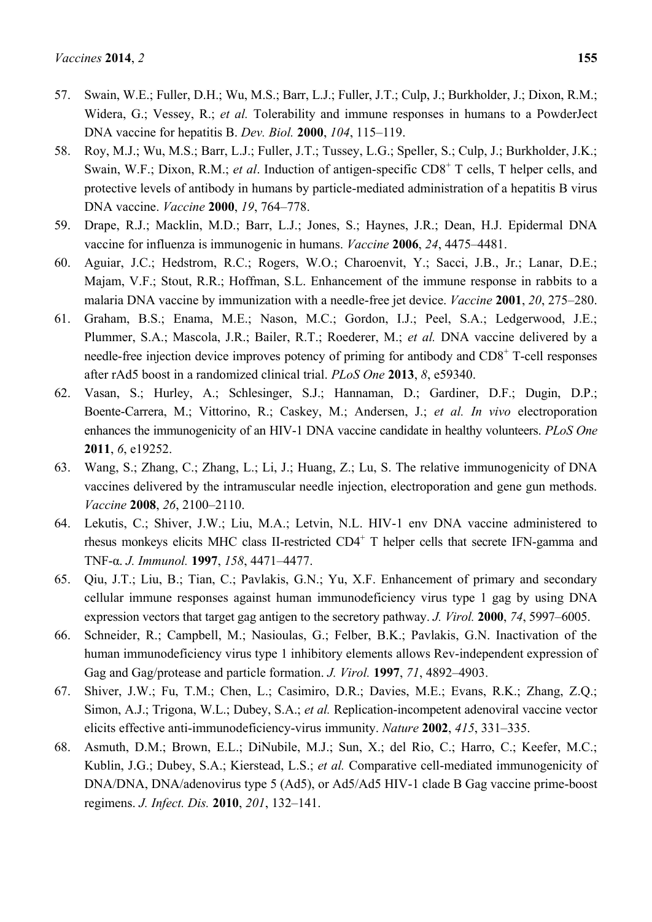57. Swain, W.E.; Fuller, D.H.; Wu, M.S.; Barr, L.J.; Fuller, J.T.; Culp, J.; Burkholder, J.; Dixon, R.M.; Widera, G.; Vessey, R.; *et al.* Tolerability and immune responses in humans to a PowderJect DNA vaccine for hepatitis B. *Dev. Biol.* **2000**, *104*, 115–119.
58. Roy, M.J.; Wu, M.S.; Barr, L.J.; Fuller, J.T.; Tussey, L.G.; Speller, S.; Culp, J.; Burkholder, J.K.; Swain, W.F.; Dixon, R.M.; *et al*. Induction of antigen-specific $CD8^+$ T cells, T helper cells, and protective levels of antibody in humans by particle-mediated administration of a hepatitis B virus DNA vaccine. *Vaccine* **2000**, *19*, 764–778.
59. Drape, R.J.; Macklin, M.D.; Barr, L.J.; Jones, S.; Haynes, J.R.; Dean, H.J. Epidermal DNA vaccine for influenza is immunogenic in humans. *Vaccine* **2006**, *24*, 4475–4481.
60. Aguiar, J.C.; Hedstrom, R.C.; Rogers, W.O.; Charoenvit, Y.; Sacci, J.B., Jr.; Lanar, D.E.; Majam, V.F.; Stout, R.R.; Hoffman, S.L. Enhancement of the immune response in rabbits to a malaria DNA vaccine by immunization with a needle-free jet device. *Vaccine* **2001**, *20*, 275–280.
61. Graham, B.S.; Enama, M.E.; Nason, M.C.; Gordon, I.J.; Peel, S.A.; Ledgerwood, J.E.; Plummer, S.A.; Mascola, J.R.; Bailer, R.T.; Roederer, M.; *et al.* DNA vaccine delivered by a needle-free injection device improves potency of priming for antibody and $CD8^+$ T-cell responses after rAd5 boost in a randomized clinical trial. *PLoS One* **2013**, *8*, e59340.
62. Vasan, S.; Hurley, A.; Schlesinger, S.J.; Hannaman, D.; Gardiner, D.F.; Dugin, D.P.; Boente-Carrera, M.; Vittorino, R.; Caskey, M.; Andersen, J.; *et al. In vivo* electroporation enhances the immunogenicity of an HIV-1 DNA vaccine candidate in healthy volunteers. *PLoS One* **2011**, *6*, e19252.
63. Wang, S.; Zhang, C.; Zhang, L.; Li, J.; Huang, Z.; Lu, S. The relative immunogenicity of DNA vaccines delivered by the intramuscular needle injection, electroporation and gene gun methods. *Vaccine* **2008**, *26*, 2100–2110.
64. Lekutis, C.; Shiver, J.W.; Liu, M.A.; Letvin, N.L. HIV-1 env DNA vaccine administered to rhesus monkeys elicits MHC class II-restricted $CD4^+$ T helper cells that secrete IFN-gamma and TNF-α. *J. Immunol.* **1997**, *158*, 4471–4477.
65. Qiu, J.T.; Liu, B.; Tian, C.; Pavlakis, G.N.; Yu, X.F. Enhancement of primary and secondary cellular immune responses against human immunodeficiency virus type 1 gag by using DNA expression vectors that target gag antigen to the secretory pathway. *J. Virol.* **2000**, *74*, 5997–6005.
66. Schneider, R.; Campbell, M.; Nasioulas, G.; Felber, B.K.; Pavlakis, G.N. Inactivation of the human immunodeficiency virus type 1 inhibitory elements allows Rev-independent expression of Gag and Gag/protease and particle formation. *J. Virol.* **1997**, *71*, 4892–4903.
67. Shiver, J.W.; Fu, T.M.; Chen, L.; Casimiro, D.R.; Davies, M.E.; Evans, R.K.; Zhang, Z.Q.; Simon, A.J.; Trigona, W.L.; Dubey, S.A.; *et al.* Replication-incompetent adenoviral vaccine vector elicits effective anti-immunodeficiency-virus immunity. *Nature* **2002**, *415*, 331–335.
68. Asmuth, D.M.; Brown, E.L.; DiNubile, M.J.; Sun, X.; del Rio, C.; Harro, C.; Keefer, M.C.; Kublin, J.G.; Dubey, S.A.; Kierstead, L.S.; *et al.* Comparative cell-mediated immunogenicity of DNA/DNA, DNA/adenovirus type 5 (Ad5), or Ad5/Ad5 HIV-1 clade B Gag vaccine prime-boost regimens. *J. Infect. Dis.* **2010**, *201*, 132–141.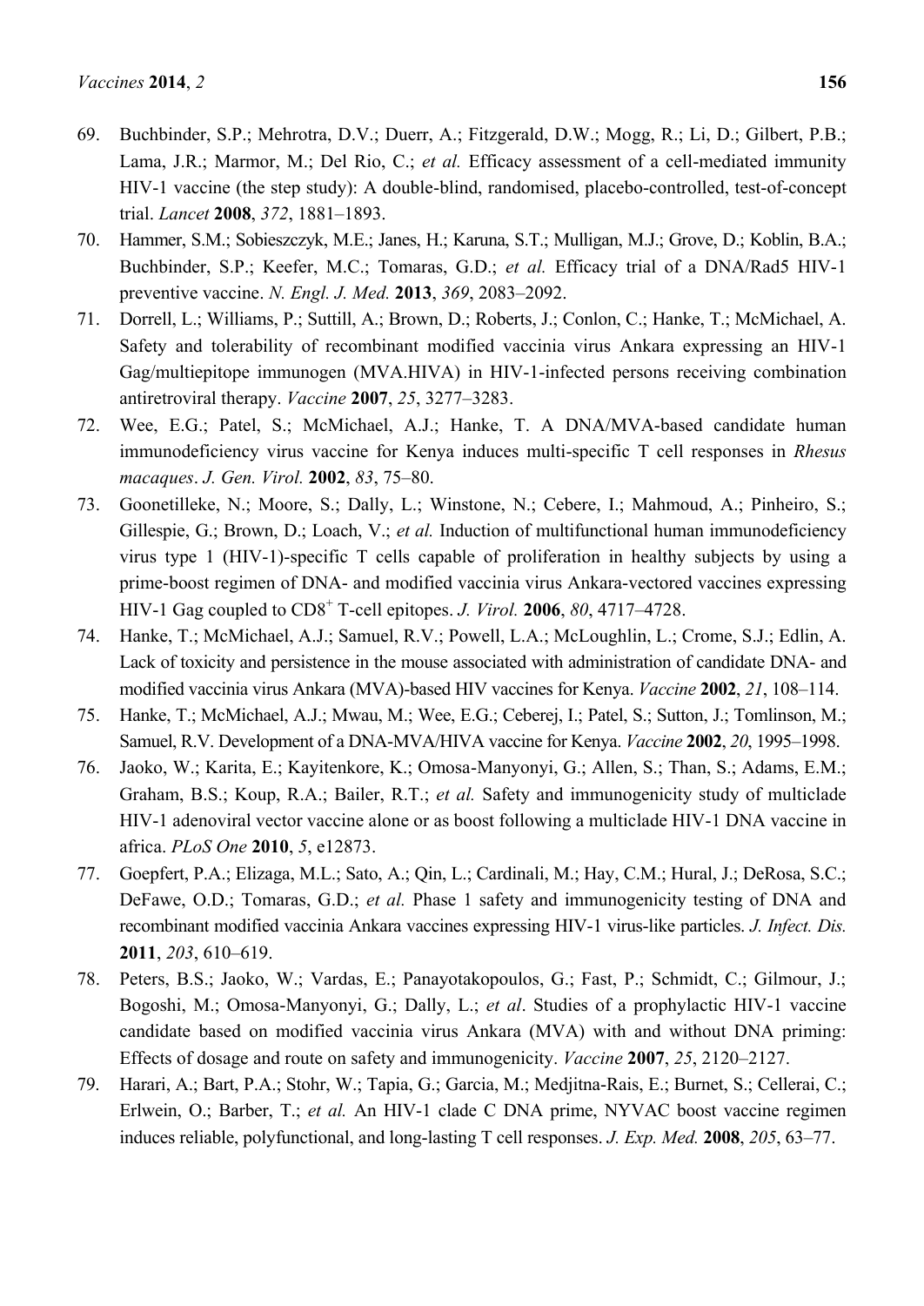69. Buchbinder, S.P.; Mehrotra, D.V.; Duerr, A.; Fitzgerald, D.W.; Mogg, R.; Li, D.; Gilbert, P.B.; Lama, J.R.; Marmor, M.; Del Rio, C.; *et al.* Efficacy assessment of a cell-mediated immunity HIV-1 vaccine (the step study): A double-blind, randomised, placebo-controlled, test-of-concept trial. *Lancet* **2008**, *372*, 1881–1893.
70. Hammer, S.M.; Sobieszczyk, M.E.; Janes, H.; Karuna, S.T.; Mulligan, M.J.; Grove, D.; Koblin, B.A.; Buchbinder, S.P.; Keefer, M.C.; Tomaras, G.D.; *et al.* Efficacy trial of a DNA/Rad5 HIV-1 preventive vaccine. *N. Engl. J. Med.* **2013**, *369*, 2083–2092.
71. Dorrell, L.; Williams, P.; Suttill, A.; Brown, D.; Roberts, J.; Conlon, C.; Hanke, T.; McMichael, A. Safety and tolerability of recombinant modified vaccinia virus Ankara expressing an HIV-1 Gag/multiepitope immunogen (MVA.HIVA) in HIV-1-infected persons receiving combination antiretroviral therapy. *Vaccine* **2007**, *25*, 3277–3283.
72. Wee, E.G.; Patel, S.; McMichael, A.J.; Hanke, T. A DNA/MVA-based candidate human immunodeficiency virus vaccine for Kenya induces multi-specific T cell responses in *Rhesus macaques*. *J. Gen. Virol.* **2002**, *83*, 75–80.
73. Goonetilleke, N.; Moore, S.; Dally, L.; Winstone, N.; Cebere, I.; Mahmoud, A.; Pinheiro, S.; Gillespie, G.; Brown, D.; Loach, V.; *et al.* Induction of multifunctional human immunodeficiency virus type 1 (HIV-1)-specific T cells capable of proliferation in healthy subjects by using a prime-boost regimen of DNA- and modified vaccinia virus Ankara-vectored vaccines expressing HIV-1 Gag coupled to $CD8^+$ T-cell epitopes. *J. Virol.* **2006**, *80*, 4717–4728.
74. Hanke, T.; McMichael, A.J.; Samuel, R.V.; Powell, L.A.; McLoughlin, L.; Crome, S.J.; Edlin, A. Lack of toxicity and persistence in the mouse associated with administration of candidate DNA- and modified vaccinia virus Ankara (MVA)-based HIV vaccines for Kenya. *Vaccine* **2002**, *21*, 108–114.
75. Hanke, T.; McMichael, A.J.; Mwau, M.; Wee, E.G.; Ceberej, I.; Patel, S.; Sutton, J.; Tomlinson, M.; Samuel, R.V. Development of a DNA-MVA/HIVA vaccine for Kenya. *Vaccine* **2002**, *20*, 1995–1998.
76. Jaoko, W.; Karita, E.; Kayitenkore, K.; Omosa-Manyonyi, G.; Allen, S.; Than, S.; Adams, E.M.; Graham, B.S.; Koup, R.A.; Bailer, R.T.; *et al.* Safety and immunogenicity study of multiclade HIV-1 adenoviral vector vaccine alone or as boost following a multiclade HIV-1 DNA vaccine in africa. *PLoS One* **2010**, *5*, e12873.
77. Goepfert, P.A.; Elizaga, M.L.; Sato, A.; Qin, L.; Cardinali, M.; Hay, C.M.; Hural, J.; DeRosa, S.C.; DeFawe, O.D.; Tomaras, G.D.; *et al.* Phase 1 safety and immunogenicity testing of DNA and recombinant modified vaccinia Ankara vaccines expressing HIV-1 virus-like particles. *J. Infect. Dis.* **2011**, *203*, 610–619.
78. Peters, B.S.; Jaoko, W.; Vardas, E.; Panayotakopoulos, G.; Fast, P.; Schmidt, C.; Gilmour, J.; Bogoshi, M.; Omosa-Manyonyi, G.; Dally, L.; *et al*. Studies of a prophylactic HIV-1 vaccine candidate based on modified vaccinia virus Ankara (MVA) with and without DNA priming: Effects of dosage and route on safety and immunogenicity. *Vaccine* **2007**, *25*, 2120–2127.
79. Harari, A.; Bart, P.A.; Stohr, W.; Tapia, G.; Garcia, M.; Medjitna-Rais, E.; Burnet, S.; Cellerai, C.; Erlwein, O.; Barber, T.; *et al.* An HIV-1 clade C DNA prime, NYVAC boost vaccine regimen induces reliable, polyfunctional, and long-lasting T cell responses. *J. Exp. Med.* **2008**, *205*, 63–77.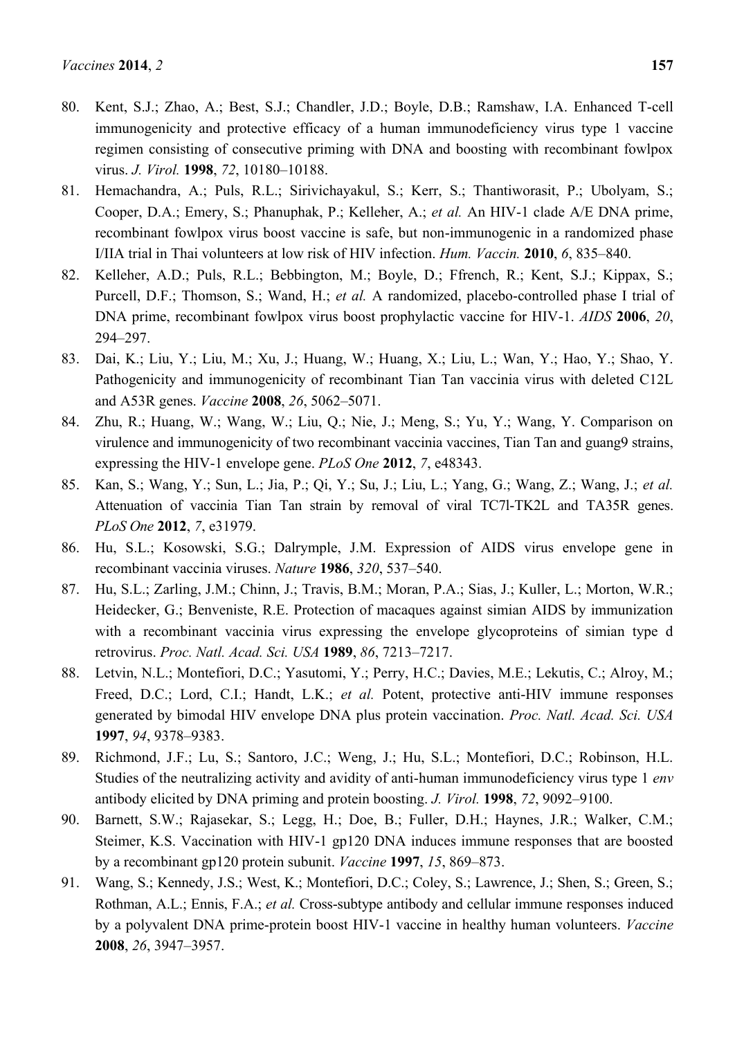80. Kent, S.J.; Zhao, A.; Best, S.J.; Chandler, J.D.; Boyle, D.B.; Ramshaw, I.A. Enhanced T-cell immunogenicity and protective efficacy of a human immunodeficiency virus type 1 vaccine regimen consisting of consecutive priming with DNA and boosting with recombinant fowlpox virus. *J. Virol.* **1998**, *72*, 10180–10188.
81. Hemachandra, A.; Puls, R.L.; Sirivichayakul, S.; Kerr, S.; Thantiworasit, P.; Ubolyam, S.; Cooper, D.A.; Emery, S.; Phanuphak, P.; Kelleher, A.; *et al.* An HIV-1 clade A/E DNA prime, recombinant fowlpox virus boost vaccine is safe, but non-immunogenic in a randomized phase I/IIA trial in Thai volunteers at low risk of HIV infection. *Hum. Vaccin.* **2010**, *6*, 835–840.
82. Kelleher, A.D.; Puls, R.L.; Bebbington, M.; Boyle, D.; Ffrench, R.; Kent, S.J.; Kippax, S.; Purcell, D.F.; Thomson, S.; Wand, H.; *et al.* A randomized, placebo-controlled phase I trial of DNA prime, recombinant fowlpox virus boost prophylactic vaccine for HIV-1. *AIDS* **2006**, *20*, 294–297.
83. Dai, K.; Liu, Y.; Liu, M.; Xu, J.; Huang, W.; Huang, X.; Liu, L.; Wan, Y.; Hao, Y.; Shao, Y. Pathogenicity and immunogenicity of recombinant Tian Tan vaccinia virus with deleted C12L and A53R genes. *Vaccine* **2008**, *26*, 5062–5071.
84. Zhu, R.; Huang, W.; Wang, W.; Liu, Q.; Nie, J.; Meng, S.; Yu, Y.; Wang, Y. Comparison on virulence and immunogenicity of two recombinant vaccinia vaccines, Tian Tan and guang9 strains, expressing the HIV-1 envelope gene. *PLoS One* **2012**, *7*, e48343.
85. Kan, S.; Wang, Y.; Sun, L.; Jia, P.; Qi, Y.; Su, J.; Liu, L.; Yang, G.; Wang, Z.; Wang, J.; *et al.* Attenuation of vaccinia Tian Tan strain by removal of viral TC7l-TK2L and TA35R genes. *PLoS One* **2012**, *7*, e31979.
86. Hu, S.L.; Kosowski, S.G.; Dalrymple, J.M. Expression of AIDS virus envelope gene in recombinant vaccinia viruses. *Nature* **1986**, *320*, 537–540.
87. Hu, S.L.; Zarling, J.M.; Chinn, J.; Travis, B.M.; Moran, P.A.; Sias, J.; Kuller, L.; Morton, W.R.; Heidecker, G.; Benveniste, R.E. Protection of macaques against simian AIDS by immunization with a recombinant vaccinia virus expressing the envelope glycoproteins of simian type d retrovirus. *Proc. Natl. Acad. Sci. USA* **1989**, *86*, 7213–7217.
88. Letvin, N.L.; Montefiori, D.C.; Yasutomi, Y.; Perry, H.C.; Davies, M.E.; Lekutis, C.; Alroy, M.; Freed, D.C.; Lord, C.I.; Handt, L.K.; *et al.* Potent, protective anti-HIV immune responses generated by bimodal HIV envelope DNA plus protein vaccination. *Proc. Natl. Acad. Sci. USA* **1997**, *94*, 9378–9383.
89. Richmond, J.F.; Lu, S.; Santoro, J.C.; Weng, J.; Hu, S.L.; Montefiori, D.C.; Robinson, H.L. Studies of the neutralizing activity and avidity of anti-human immunodeficiency virus type 1 *env* antibody elicited by DNA priming and protein boosting. *J. Virol.* **1998**, *72*, 9092–9100.
90. Barnett, S.W.; Rajasekar, S.; Legg, H.; Doe, B.; Fuller, D.H.; Haynes, J.R.; Walker, C.M.; Steimer, K.S. Vaccination with HIV-1 gp120 DNA induces immune responses that are boosted by a recombinant gp120 protein subunit. *Vaccine* **1997**, *15*, 869–873.
91. Wang, S.; Kennedy, J.S.; West, K.; Montefiori, D.C.; Coley, S.; Lawrence, J.; Shen, S.; Green, S.; Rothman, A.L.; Ennis, F.A.; *et al.* Cross-subtype antibody and cellular immune responses induced by a polyvalent DNA prime-protein boost HIV-1 vaccine in healthy human volunteers. *Vaccine* **2008**, *26*, 3947–3957.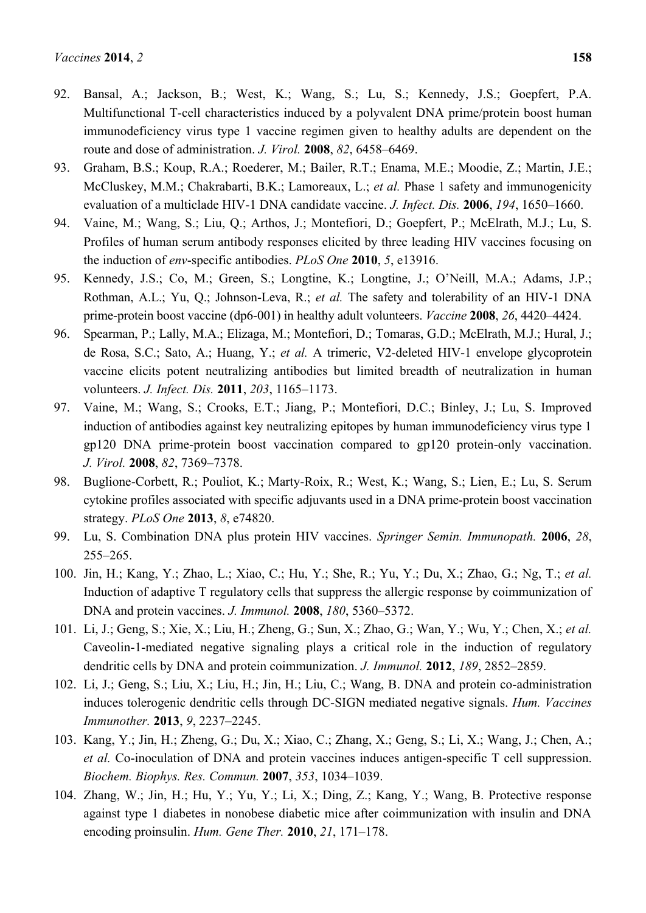92. Bansal, A.; Jackson, B.; West, K.; Wang, S.; Lu, S.; Kennedy, J.S.; Goepfert, P.A. Multifunctional T-cell characteristics induced by a polyvalent DNA prime/protein boost human immunodeficiency virus type 1 vaccine regimen given to healthy adults are dependent on the route and dose of administration. *J. Virol.* **2008**, *82*, 6458–6469.
93. Graham, B.S.; Koup, R.A.; Roederer, M.; Bailer, R.T.; Enama, M.E.; Moodie, Z.; Martin, J.E.; McCluskey, M.M.; Chakrabarti, B.K.; Lamoreaux, L.; *et al.* Phase 1 safety and immunogenicity evaluation of a multiclade HIV-1 DNA candidate vaccine. *J. Infect. Dis.* **2006**, *194*, 1650–1660.
94. Vaine, M.; Wang, S.; Liu, Q.; Arthos, J.; Montefiori, D.; Goepfert, P.; McElrath, M.J.; Lu, S. Profiles of human serum antibody responses elicited by three leading HIV vaccines focusing on the induction of *env*-specific antibodies. *PLoS One* **2010**, *5*, e13916.
95. Kennedy, J.S.; Co, M.; Green, S.; Longtine, K.; Longtine, J.; O'Neill, M.A.; Adams, J.P.; Rothman, A.L.; Yu, Q.; Johnson-Leva, R.; *et al.* The safety and tolerability of an HIV-1 DNA prime-protein boost vaccine (dp6-001) in healthy adult volunteers. *Vaccine* **2008**, *26*, 4420–4424.
96. Spearman, P.; Lally, M.A.; Elizaga, M.; Montefiori, D.; Tomaras, G.D.; McElrath, M.J.; Hural, J.; de Rosa, S.C.; Sato, A.; Huang, Y.; *et al.* A trimeric, V2-deleted HIV-1 envelope glycoprotein vaccine elicits potent neutralizing antibodies but limited breadth of neutralization in human volunteers. *J. Infect. Dis.* **2011**, *203*, 1165–1173.
97. Vaine, M.; Wang, S.; Crooks, E.T.; Jiang, P.; Montefiori, D.C.; Binley, J.; Lu, S. Improved induction of antibodies against key neutralizing epitopes by human immunodeficiency virus type 1 gp120 DNA prime-protein boost vaccination compared to gp120 protein-only vaccination. *J. Virol.* **2008**, *82*, 7369–7378.
98. Buglione-Corbett, R.; Pouliot, K.; Marty-Roix, R.; West, K.; Wang, S.; Lien, E.; Lu, S. Serum cytokine profiles associated with specific adjuvants used in a DNA prime-protein boost vaccination strategy. *PLoS One* **2013**, *8*, e74820.
99. Lu, S. Combination DNA plus protein HIV vaccines. *Springer Semin. Immunopath.* **2006**, *28*, 255–265.
100. Jin, H.; Kang, Y.; Zhao, L.; Xiao, C.; Hu, Y.; She, R.; Yu, Y.; Du, X.; Zhao, G.; Ng, T.; *et al.* Induction of adaptive T regulatory cells that suppress the allergic response by coimmunization of DNA and protein vaccines. *J. Immunol.* **2008**, *180*, 5360–5372.
101. Li, J.; Geng, S.; Xie, X.; Liu, H.; Zheng, G.; Sun, X.; Zhao, G.; Wan, Y.; Wu, Y.; Chen, X.; *et al.* Caveolin-1-mediated negative signaling plays a critical role in the induction of regulatory dendritic cells by DNA and protein coimmunization. *J. Immunol.* **2012**, *189*, 2852–2859.
102. Li, J.; Geng, S.; Liu, X.; Liu, H.; Jin, H.; Liu, C.; Wang, B. DNA and protein co-administration induces tolerogenic dendritic cells through DC-SIGN mediated negative signals. *Hum. Vaccines Immunother.* **2013**, *9*, 2237–2245.
103. Kang, Y.; Jin, H.; Zheng, G.; Du, X.; Xiao, C.; Zhang, X.; Geng, S.; Li, X.; Wang, J.; Chen, A.; *et al.* Co-inoculation of DNA and protein vaccines induces antigen-specific T cell suppression. *Biochem. Biophys. Res. Commun.* **2007**, *353*, 1034–1039.
104. Zhang, W.; Jin, H.; Hu, Y.; Yu, Y.; Li, X.; Ding, Z.; Kang, Y.; Wang, B. Protective response against type 1 diabetes in nonobese diabetic mice after coimmunization with insulin and DNA encoding proinsulin. *Hum. Gene Ther.* **2010**, *21*, 171–178.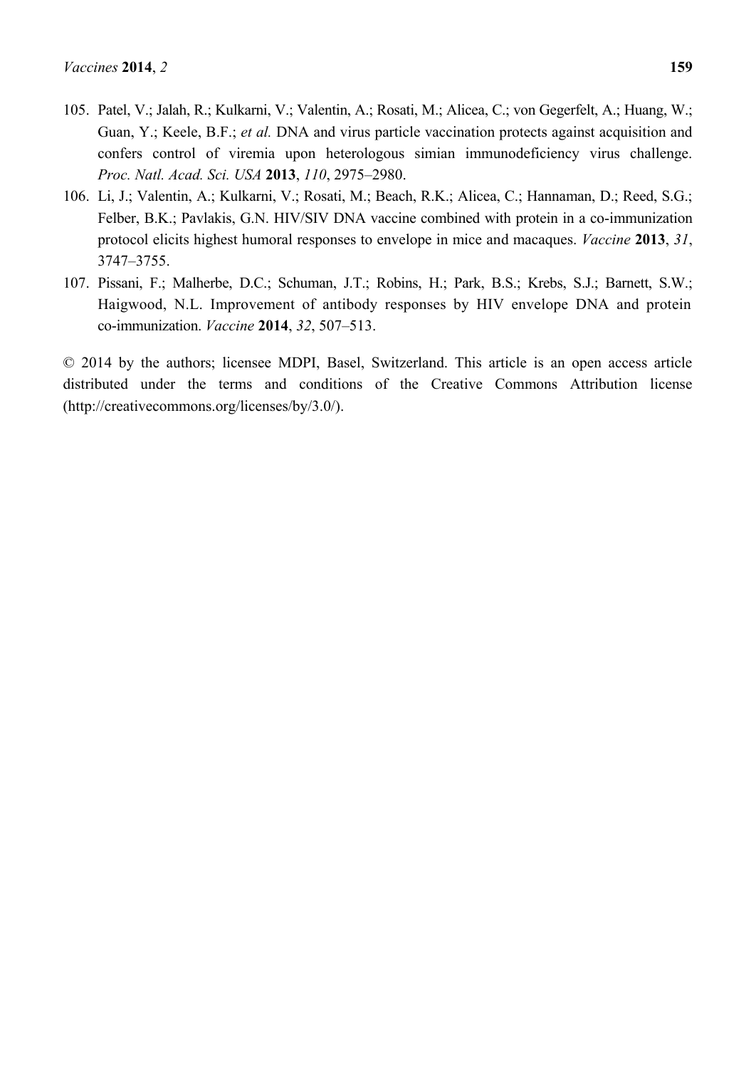105. Patel, V.; Jalah, R.; Kulkarni, V.; Valentin, A.; Rosati, M.; Alicea, C.; von Gegerfelt, A.; Huang, W.; Guan, Y.; Keele, B.F.; *et al.* DNA and virus particle vaccination protects against acquisition and confers control of viremia upon heterologous simian immunodeficiency virus challenge. *Proc. Natl. Acad. Sci. USA* **2013**, *110*, 2975–2980.
106. Li, J.; Valentin, A.; Kulkarni, V.; Rosati, M.; Beach, R.K.; Alicea, C.; Hannaman, D.; Reed, S.G.; Felber, B.K.; Pavlakis, G.N. HIV/SIV DNA vaccine combined with protein in a co-immunization protocol elicits highest humoral responses to envelope in mice and macaques. *Vaccine* **2013**, *31*, 3747–3755.
107. Pissani, F.; Malherbe, D.C.; Schuman, J.T.; Robins, H.; Park, B.S.; Krebs, S.J.; Barnett, S.W.; Haigwood, N.L. Improvement of antibody responses by HIV envelope DNA and protein co-immunization. *Vaccine* **2014**, *32*, 507–513.

© 2014 by the authors; licensee MDPI, Basel, Switzerland. This article is an open access article distributed under the terms and conditions of the Creative Commons Attribution license (http://creativecommons.org/licenses/by/3.0/).